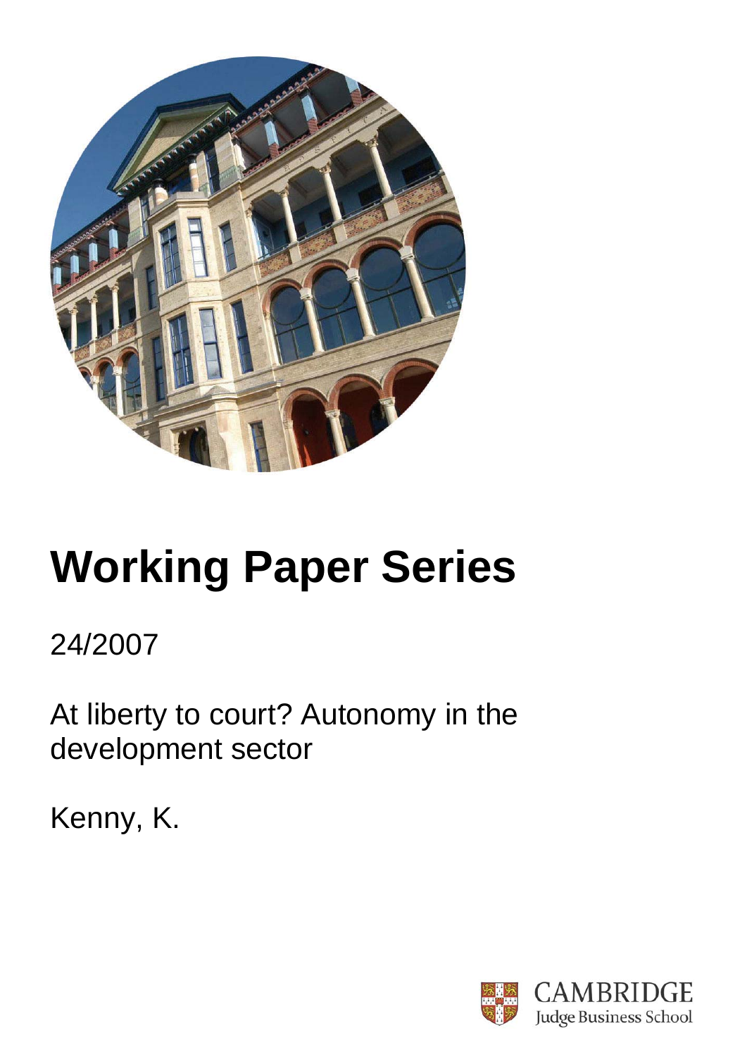# Working Paper Series

24/2007

At liberty to court? Autonomy in the development sector

Kenny, K.

CAMBRIDGE
Judge Business School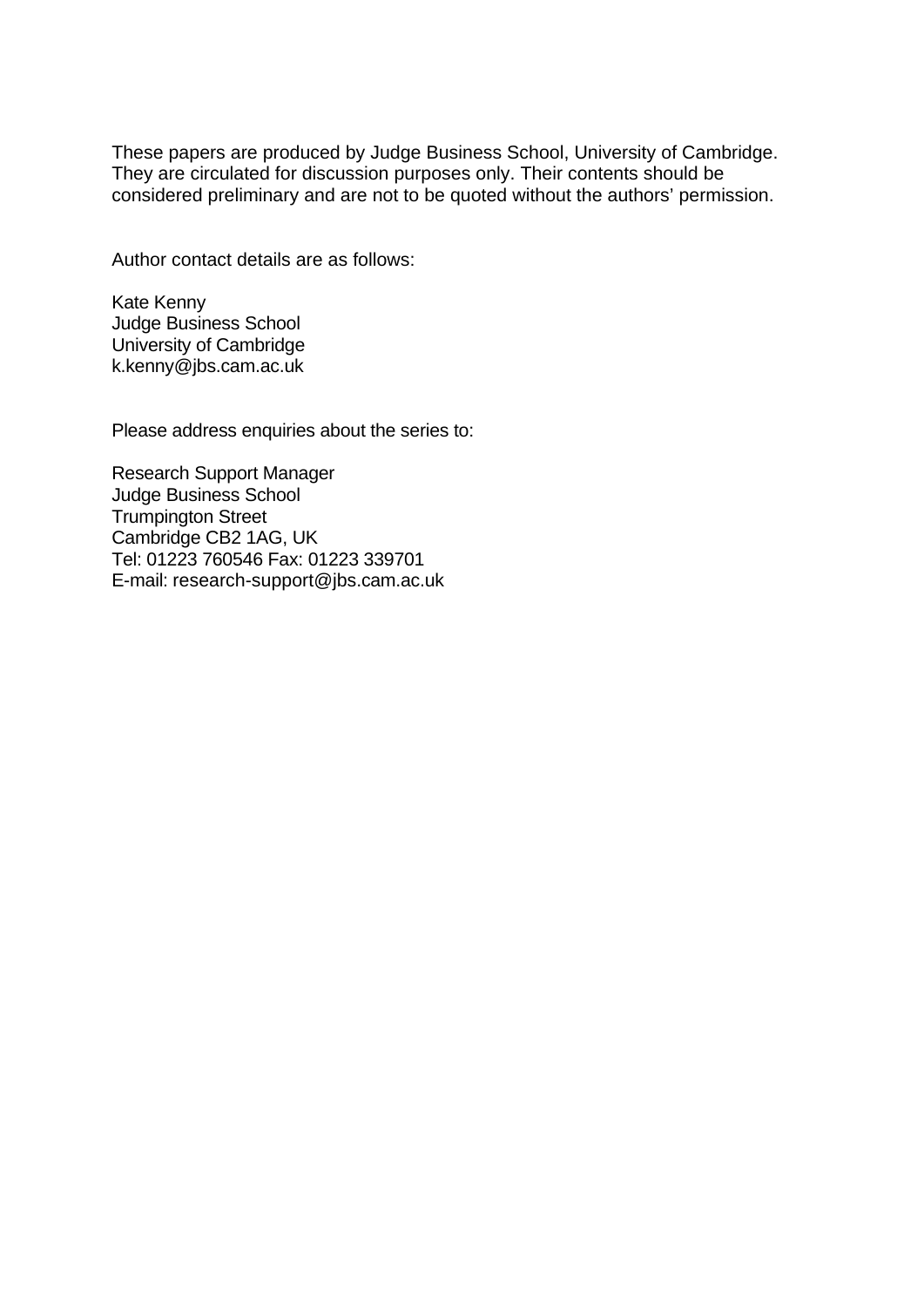These papers are produced by Judge Business School, University of Cambridge. They are circulated for discussion purposes only. Their contents should be considered preliminary and are not to be quoted without the authors' permission.

Author contact details are as follows:

Kate Kenny  
Judge Business School  
University of Cambridge  
k.kenny@jbs.cam.ac.uk

Please address enquiries about the series to:

Research Support Manager  
Judge Business School  
Trumpington Street  
Cambridge CB2 1AG, UK  
Tel: 01223 760546 Fax: 01223 339701  
E-mail: research-support@jbs.cam.ac.uk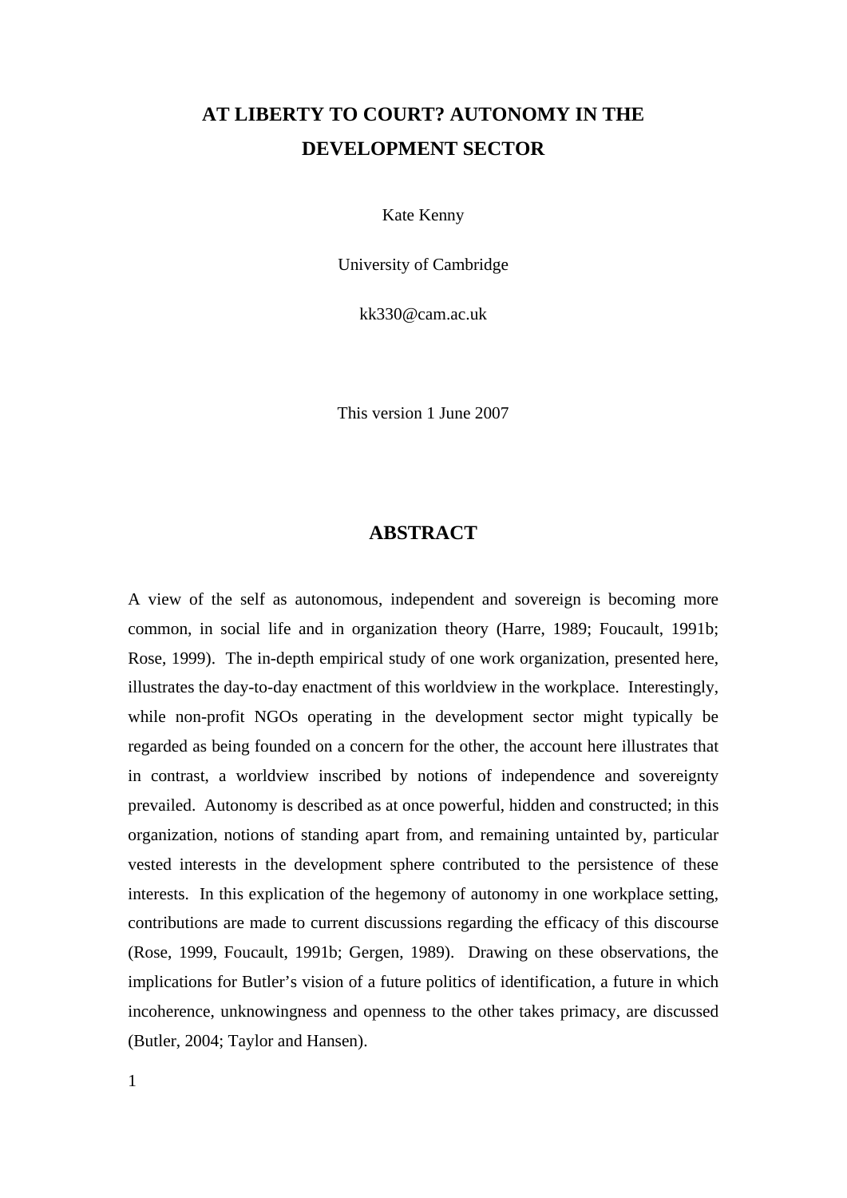# AT LIBERTY TO COURT? AUTONOMY IN THE DEVELOPMENT SECTOR

Kate Kenny

University of Cambridge

kk330@cam.ac.uk

This version 1 June 2007

## ABSTRACT

A view of the self as autonomous, independent and sovereign is becoming more common, in social life and in organization theory (Harre, 1989; Foucault, 1991b; Rose, 1999). The in-depth empirical study of one work organization, presented here, illustrates the day-to-day enactment of this worldview in the workplace. Interestingly, while non-profit NGOs operating in the development sector might typically be regarded as being founded on a concern for the other, the account here illustrates that in contrast, a worldview inscribed by notions of independence and sovereignty prevailed. Autonomy is described as at once powerful, hidden and constructed; in this organization, notions of standing apart from, and remaining untainted by, particular vested interests in the development sphere contributed to the persistence of these interests. In this explication of the hegemony of autonomy in one workplace setting, contributions are made to current discussions regarding the efficacy of this discourse (Rose, 1999, Foucault, 1991b; Gergen, 1989). Drawing on these observations, the implications for Butler's vision of a future politics of identification, a future in which incoherence, unknowingness and openness to the other takes primacy, are discussed (Butler, 2004; Taylor and Hansen).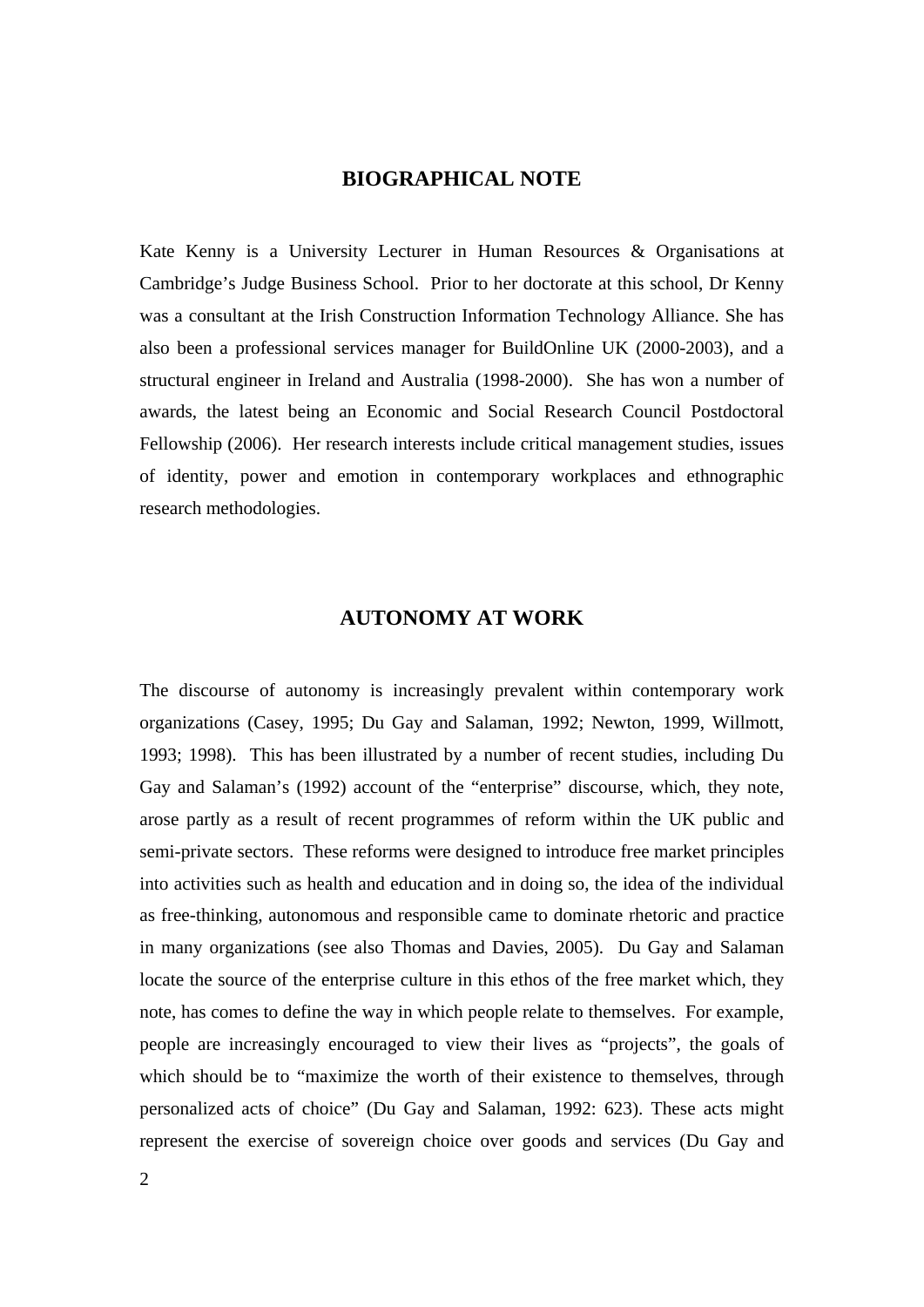## BIOGRAPHICAL NOTE

Kate Kenny is a University Lecturer in Human Resources & Organisations at Cambridge's Judge Business School. Prior to her doctorate at this school, Dr Kenny was a consultant at the Irish Construction Information Technology Alliance. She has also been a professional services manager for BuildOnline UK (2000-2003), and a structural engineer in Ireland and Australia (1998-2000). She has won a number of awards, the latest being an Economic and Social Research Council Postdoctoral Fellowship (2006). Her research interests include critical management studies, issues of identity, power and emotion in contemporary workplaces and ethnographic research methodologies.

## AUTONOMY AT WORK

The discourse of autonomy is increasingly prevalent within contemporary work organizations (Casey, 1995; Du Gay and Salaman, 1992; Newton, 1999, Willmott, 1993; 1998). This has been illustrated by a number of recent studies, including Du Gay and Salaman's (1992) account of the "enterprise" discourse, which, they note, arose partly as a result of recent programmes of reform within the UK public and semi-private sectors. These reforms were designed to introduce free market principles into activities such as health and education and in doing so, the idea of the individual as free-thinking, autonomous and responsible came to dominate rhetoric and practice in many organizations (see also Thomas and Davies, 2005). Du Gay and Salaman locate the source of the enterprise culture in this ethos of the free market which, they note, has comes to define the way in which people relate to themselves. For example, people are increasingly encouraged to view their lives as "projects", the goals of which should be to "maximize the worth of their existence to themselves, through personalized acts of choice" (Du Gay and Salaman, 1992: 623). These acts might represent the exercise of sovereign choice over goods and services (Du Gay and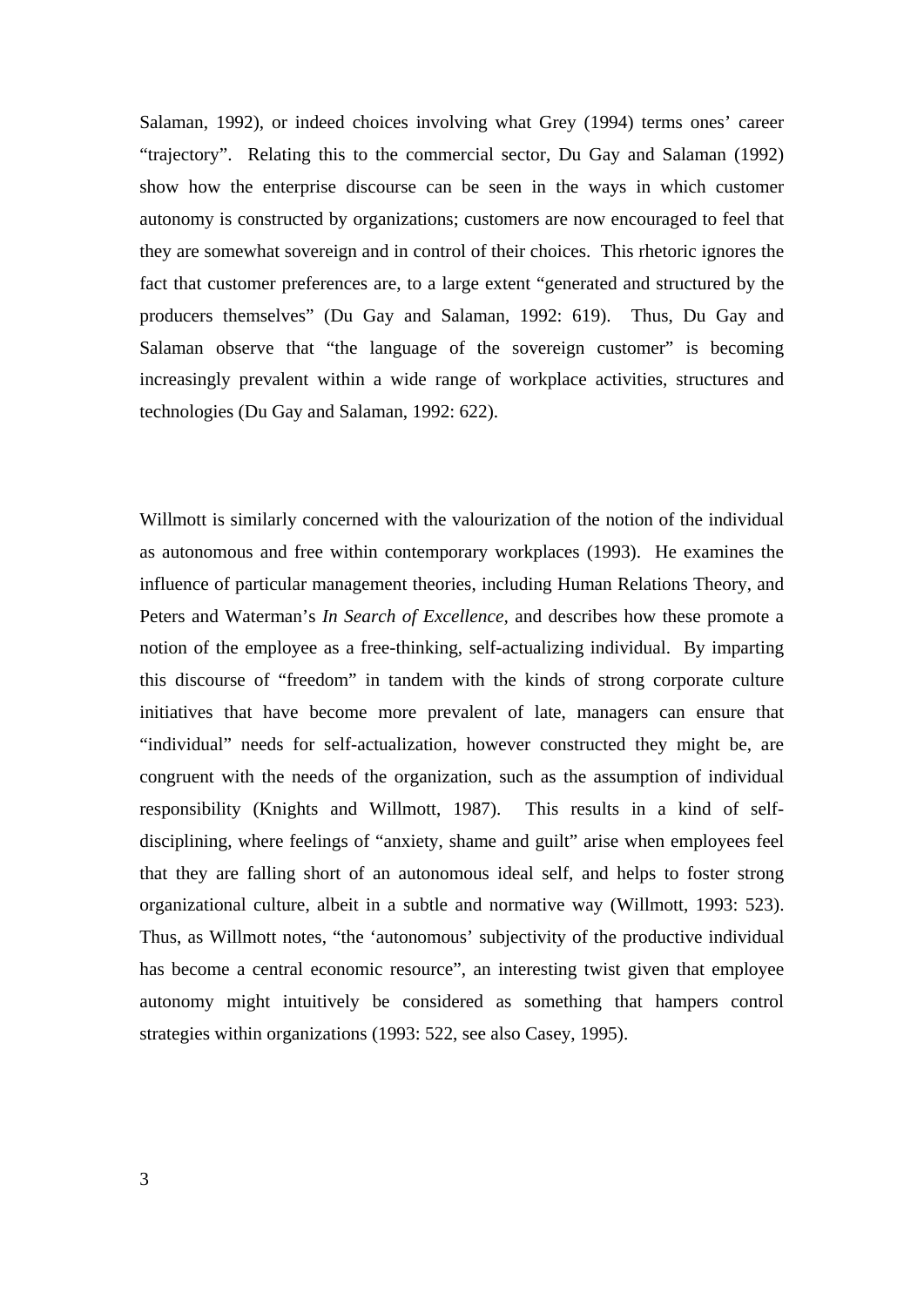Salaman, 1992), or indeed choices involving what Grey (1994) terms ones' career "trajectory". Relating this to the commercial sector, Du Gay and Salaman (1992) show how the enterprise discourse can be seen in the ways in which customer autonomy is constructed by organizations; customers are now encouraged to feel that they are somewhat sovereign and in control of their choices. This rhetoric ignores the fact that customer preferences are, to a large extent "generated and structured by the producers themselves" (Du Gay and Salaman, 1992: 619). Thus, Du Gay and Salaman observe that "the language of the sovereign customer" is becoming increasingly prevalent within a wide range of workplace activities, structures and technologies (Du Gay and Salaman, 1992: 622).

Willmott is similarly concerned with the valourization of the notion of the individual as autonomous and free within contemporary workplaces (1993). He examines the influence of particular management theories, including Human Relations Theory, and Peters and Waterman's *In Search of Excellence*, and describes how these promote a notion of the employee as a free-thinking, self-actualizing individual. By imparting this discourse of "freedom" in tandem with the kinds of strong corporate culture initiatives that have become more prevalent of late, managers can ensure that "individual" needs for self-actualization, however constructed they might be, are congruent with the needs of the organization, such as the assumption of individual responsibility (Knights and Willmott, 1987). This results in a kind of self-disciplining, where feelings of "anxiety, shame and guilt" arise when employees feel that they are falling short of an autonomous ideal self, and helps to foster strong organizational culture, albeit in a subtle and normative way (Willmott, 1993: 523). Thus, as Willmott notes, "the 'autonomous' subjectivity of the productive individual has become a central economic resource", an interesting twist given that employee autonomy might intuitively be considered as something that hampers control strategies within organizations (1993: 522, see also Casey, 1995).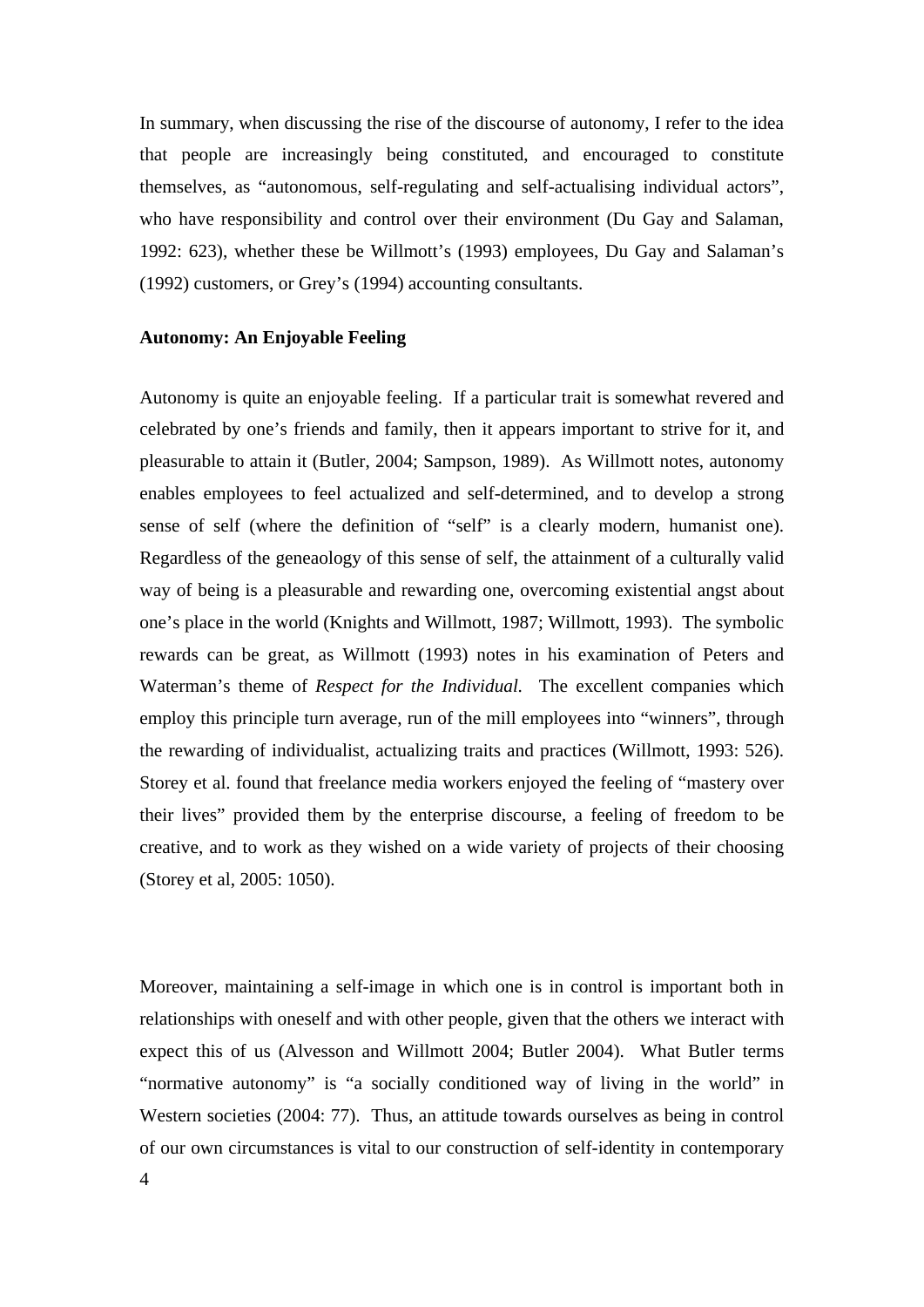In summary, when discussing the rise of the discourse of autonomy, I refer to the idea that people are increasingly being constituted, and encouraged to constitute themselves, as "autonomous, self-regulating and self-actualising individual actors", who have responsibility and control over their environment (Du Gay and Salaman, 1992: 623), whether these be Willmott's (1993) employees, Du Gay and Salaman's (1992) customers, or Grey's (1994) accounting consultants.

**Autonomy: An Enjoyable Feeling**

Autonomy is quite an enjoyable feeling. If a particular trait is somewhat revered and celebrated by one's friends and family, then it appears important to strive for it, and pleasurable to attain it (Butler, 2004; Sampson, 1989). As Willmott notes, autonomy enables employees to feel actualized and self-determined, and to develop a strong sense of self (where the definition of "self" is a clearly modern, humanist one). Regardless of the geneaology of this sense of self, the attainment of a culturally valid way of being is a pleasurable and rewarding one, overcoming existential angst about one's place in the world (Knights and Willmott, 1987; Willmott, 1993). The symbolic rewards can be great, as Willmott (1993) notes in his examination of Peters and Waterman's theme of *Respect for the Individual.* The excellent companies which employ this principle turn average, run of the mill employees into "winners", through the rewarding of individualist, actualizing traits and practices (Willmott, 1993: 526). Storey et al. found that freelance media workers enjoyed the feeling of "mastery over their lives" provided them by the enterprise discourse, a feeling of freedom to be creative, and to work as they wished on a wide variety of projects of their choosing (Storey et al, 2005: 1050).

Moreover, maintaining a self-image in which one is in control is important both in relationships with oneself and with other people, given that the others we interact with expect this of us (Alvesson and Willmott 2004; Butler 2004). What Butler terms "normative autonomy" is "a socially conditioned way of living in the world" in Western societies (2004: 77). Thus, an attitude towards ourselves as being in control of our own circumstances is vital to our construction of self-identity in contemporary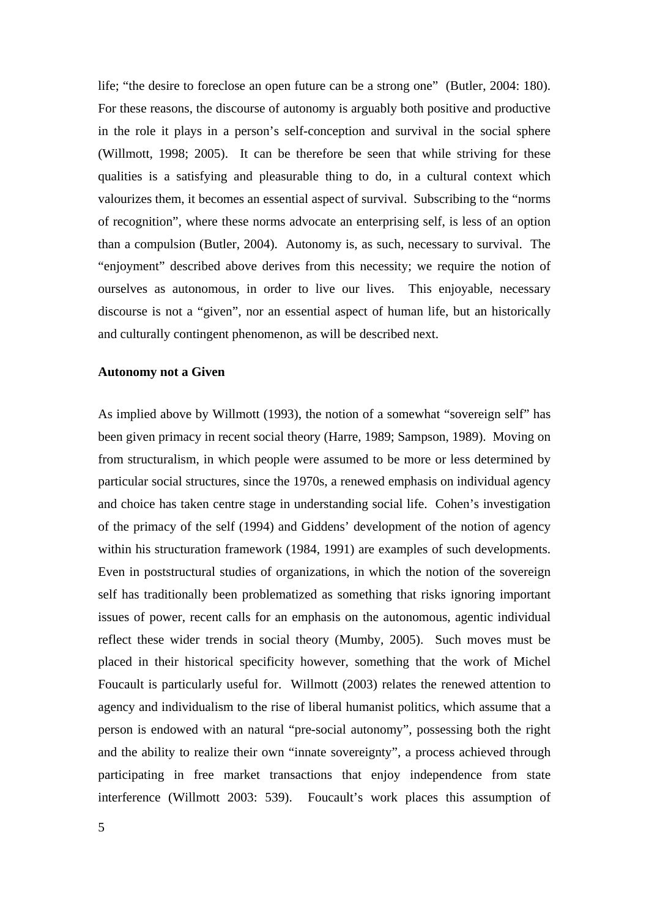life; "the desire to foreclose an open future can be a strong one" (Butler, 2004: 180). For these reasons, the discourse of autonomy is arguably both positive and productive in the role it plays in a person's self-conception and survival in the social sphere (Willmott, 1998; 2005). It can be therefore be seen that while striving for these qualities is a satisfying and pleasurable thing to do, in a cultural context which valourizes them, it becomes an essential aspect of survival. Subscribing to the "norms of recognition", where these norms advocate an enterprising self, is less of an option than a compulsion (Butler, 2004). Autonomy is, as such, necessary to survival. The "enjoyment" described above derives from this necessity; we require the notion of ourselves as autonomous, in order to live our lives. This enjoyable, necessary discourse is not a "given", nor an essential aspect of human life, but an historically and culturally contingent phenomenon, as will be described next.

**Autonomy not a Given**

As implied above by Willmott (1993), the notion of a somewhat "sovereign self" has been given primacy in recent social theory (Harre, 1989; Sampson, 1989). Moving on from structuralism, in which people were assumed to be more or less determined by particular social structures, since the 1970s, a renewed emphasis on individual agency and choice has taken centre stage in understanding social life. Cohen's investigation of the primacy of the self (1994) and Giddens' development of the notion of agency within his structuration framework (1984, 1991) are examples of such developments. Even in poststructural studies of organizations, in which the notion of the sovereign self has traditionally been problematized as something that risks ignoring important issues of power, recent calls for an emphasis on the autonomous, agentic individual reflect these wider trends in social theory (Mumby, 2005). Such moves must be placed in their historical specificity however, something that the work of Michel Foucault is particularly useful for. Willmott (2003) relates the renewed attention to agency and individualism to the rise of liberal humanist politics, which assume that a person is endowed with an natural "pre-social autonomy", possessing both the right and the ability to realize their own "innate sovereignty", a process achieved through participating in free market transactions that enjoy independence from state interference (Willmott 2003: 539). Foucault's work places this assumption of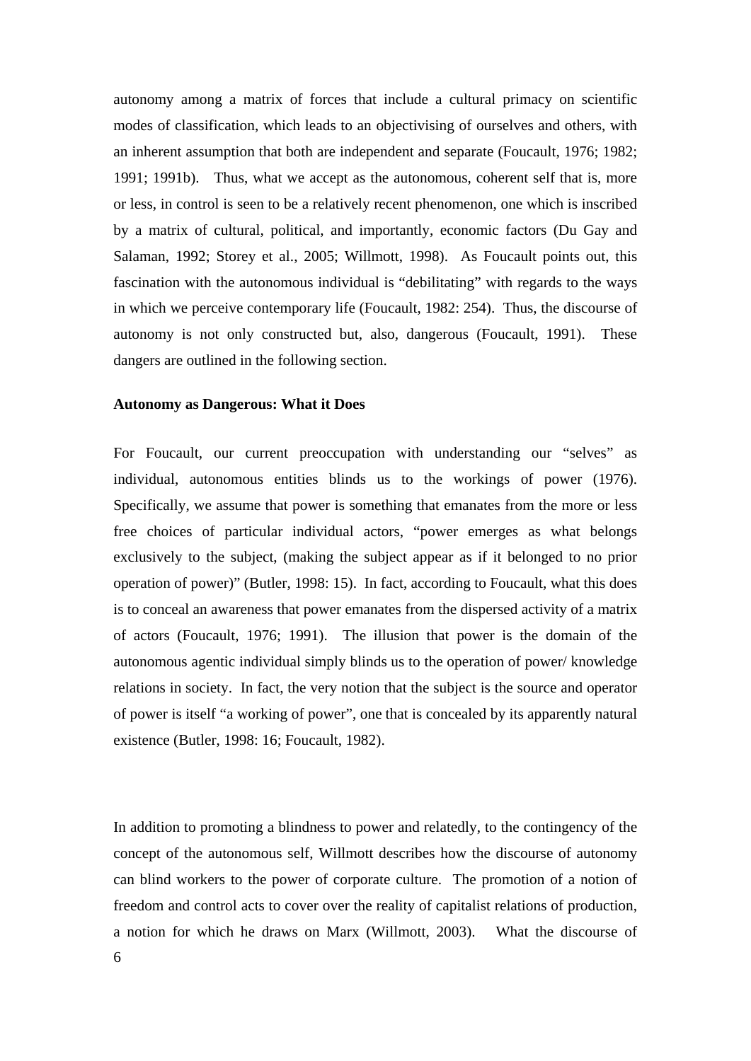autonomy among a matrix of forces that include a cultural primacy on scientific modes of classification, which leads to an objectivising of ourselves and others, with an inherent assumption that both are independent and separate (Foucault, 1976; 1982; 1991; 1991b). Thus, what we accept as the autonomous, coherent self that is, more or less, in control is seen to be a relatively recent phenomenon, one which is inscribed by a matrix of cultural, political, and importantly, economic factors (Du Gay and Salaman, 1992; Storey et al., 2005; Willmott, 1998). As Foucault points out, this fascination with the autonomous individual is "debilitating" with regards to the ways in which we perceive contemporary life (Foucault, 1982: 254). Thus, the discourse of autonomy is not only constructed but, also, dangerous (Foucault, 1991). These dangers are outlined in the following section.

**Autonomy as Dangerous: What it Does**

For Foucault, our current preoccupation with understanding our "selves" as individual, autonomous entities blinds us to the workings of power (1976). Specifically, we assume that power is something that emanates from the more or less free choices of particular individual actors, "power emerges as what belongs exclusively to the subject, (making the subject appear as if it belonged to no prior operation of power)" (Butler, 1998: 15). In fact, according to Foucault, what this does is to conceal an awareness that power emanates from the dispersed activity of a matrix of actors (Foucault, 1976; 1991). The illusion that power is the domain of the autonomous agentic individual simply blinds us to the operation of power/ knowledge relations in society. In fact, the very notion that the subject is the source and operator of power is itself "a working of power", one that is concealed by its apparently natural existence (Butler, 1998: 16; Foucault, 1982).

In addition to promoting a blindness to power and relatedly, to the contingency of the concept of the autonomous self, Willmott describes how the discourse of autonomy can blind workers to the power of corporate culture. The promotion of a notion of freedom and control acts to cover over the reality of capitalist relations of production, a notion for which he draws on Marx (Willmott, 2003). What the discourse of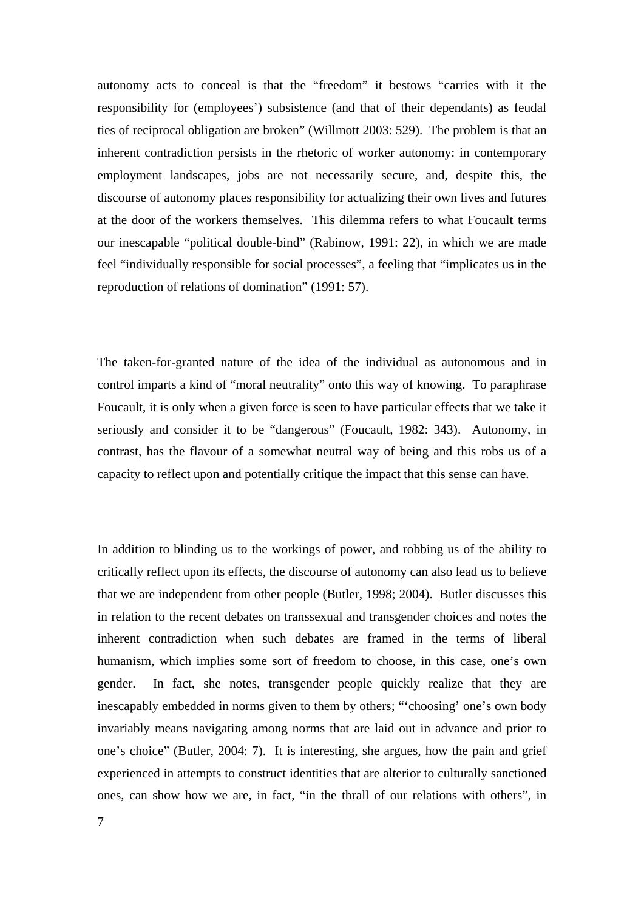autonomy acts to conceal is that the "freedom" it bestows "carries with it the responsibility for (employees') subsistence (and that of their dependants) as feudal ties of reciprocal obligation are broken" (Willmott 2003: 529). The problem is that an inherent contradiction persists in the rhetoric of worker autonomy: in contemporary employment landscapes, jobs are not necessarily secure, and, despite this, the discourse of autonomy places responsibility for actualizing their own lives and futures at the door of the workers themselves. This dilemma refers to what Foucault terms our inescapable "political double-bind" (Rabinow, 1991: 22), in which we are made feel "individually responsible for social processes", a feeling that "implicates us in the reproduction of relations of domination" (1991: 57).

The taken-for-granted nature of the idea of the individual as autonomous and in control imparts a kind of "moral neutrality" onto this way of knowing. To paraphrase Foucault, it is only when a given force is seen to have particular effects that we take it seriously and consider it to be "dangerous" (Foucault, 1982: 343). Autonomy, in contrast, has the flavour of a somewhat neutral way of being and this robs us of a capacity to reflect upon and potentially critique the impact that this sense can have.

In addition to blinding us to the workings of power, and robbing us of the ability to critically reflect upon its effects, the discourse of autonomy can also lead us to believe that we are independent from other people (Butler, 1998; 2004). Butler discusses this in relation to the recent debates on transsexual and transgender choices and notes the inherent contradiction when such debates are framed in the terms of liberal humanism, which implies some sort of freedom to choose, in this case, one's own gender. In fact, she notes, transgender people quickly realize that they are inescapably embedded in norms given to them by others; "'choosing' one's own body invariably means navigating among norms that are laid out in advance and prior to one's choice" (Butler, 2004: 7). It is interesting, she argues, how the pain and grief experienced in attempts to construct identities that are alterior to culturally sanctioned ones, can show how we are, in fact, "in the thrall of our relations with others", in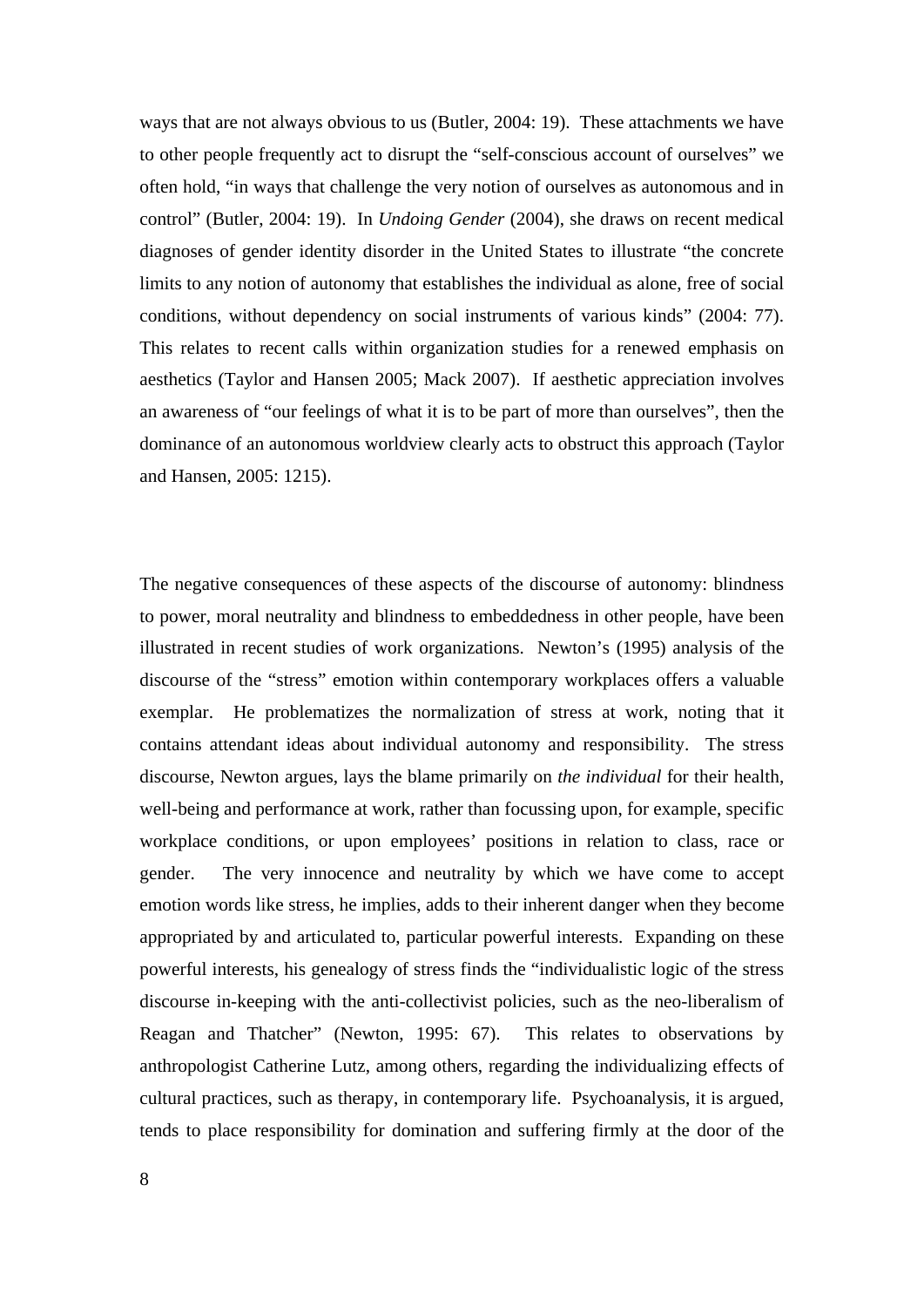ways that are not always obvious to us (Butler, 2004: 19). These attachments we have to other people frequently act to disrupt the "self-conscious account of ourselves" we often hold, "in ways that challenge the very notion of ourselves as autonomous and in control" (Butler, 2004: 19). In *Undoing Gender* (2004), she draws on recent medical diagnoses of gender identity disorder in the United States to illustrate "the concrete limits to any notion of autonomy that establishes the individual as alone, free of social conditions, without dependency on social instruments of various kinds" (2004: 77). This relates to recent calls within organization studies for a renewed emphasis on aesthetics (Taylor and Hansen 2005; Mack 2007). If aesthetic appreciation involves an awareness of "our feelings of what it is to be part of more than ourselves", then the dominance of an autonomous worldview clearly acts to obstruct this approach (Taylor and Hansen, 2005: 1215).

The negative consequences of these aspects of the discourse of autonomy: blindness to power, moral neutrality and blindness to embeddedness in other people, have been illustrated in recent studies of work organizations. Newton's (1995) analysis of the discourse of the "stress" emotion within contemporary workplaces offers a valuable exemplar. He problematizes the normalization of stress at work, noting that it contains attendant ideas about individual autonomy and responsibility. The stress discourse, Newton argues, lays the blame primarily on *the individual* for their health, well-being and performance at work, rather than focussing upon, for example, specific workplace conditions, or upon employees' positions in relation to class, race or gender. The very innocence and neutrality by which we have come to accept emotion words like stress, he implies, adds to their inherent danger when they become appropriated by and articulated to, particular powerful interests. Expanding on these powerful interests, his genealogy of stress finds the "individualistic logic of the stress discourse in-keeping with the anti-collectivist policies, such as the neo-liberalism of Reagan and Thatcher" (Newton, 1995: 67). This relates to observations by anthropologist Catherine Lutz, among others, regarding the individualizing effects of cultural practices, such as therapy, in contemporary life. Psychoanalysis, it is argued, tends to place responsibility for domination and suffering firmly at the door of the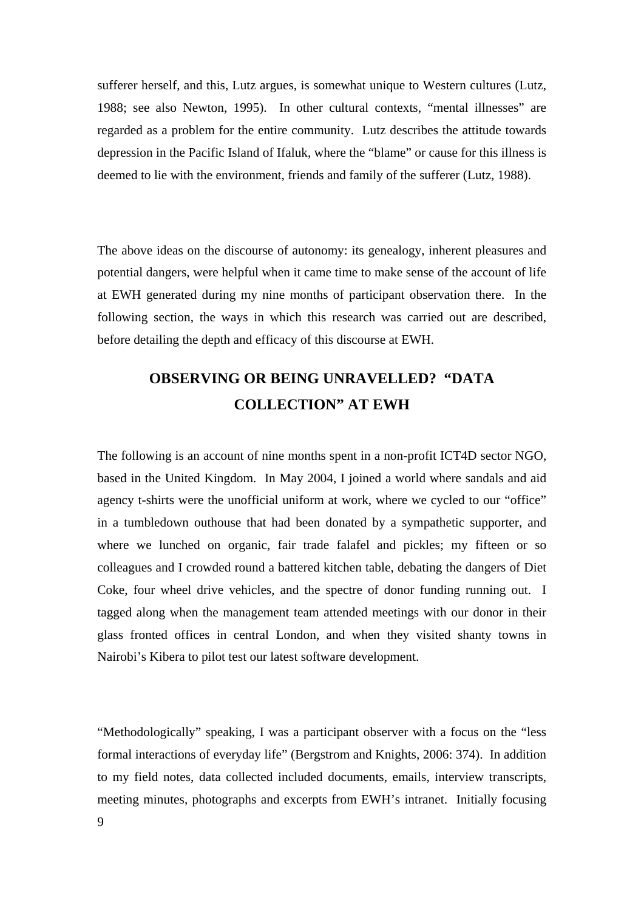sufferer herself, and this, Lutz argues, is somewhat unique to Western cultures (Lutz, 1988; see also Newton, 1995). In other cultural contexts, "mental illnesses" are regarded as a problem for the entire community. Lutz describes the attitude towards depression in the Pacific Island of Ifaluk, where the "blame" or cause for this illness is deemed to lie with the environment, friends and family of the sufferer (Lutz, 1988).

The above ideas on the discourse of autonomy: its genealogy, inherent pleasures and potential dangers, were helpful when it came time to make sense of the account of life at EWH generated during my nine months of participant observation there. In the following section, the ways in which this research was carried out are described, before detailing the depth and efficacy of this discourse at EWH.

## OBSERVING OR BEING UNRAVELLED? "DATA COLLECTION" AT EWH

The following is an account of nine months spent in a non-profit ICT4D sector NGO, based in the United Kingdom. In May 2004, I joined a world where sandals and aid agency t-shirts were the unofficial uniform at work, where we cycled to our "office" in a tumbledown outhouse that had been donated by a sympathetic supporter, and where we lunched on organic, fair trade falafel and pickles; my fifteen or so colleagues and I crowded round a battered kitchen table, debating the dangers of Diet Coke, four wheel drive vehicles, and the spectre of donor funding running out. I tagged along when the management team attended meetings with our donor in their glass fronted offices in central London, and when they visited shanty towns in Nairobi's Kibera to pilot test our latest software development.

"Methodologically" speaking, I was a participant observer with a focus on the "less formal interactions of everyday life" (Bergstrom and Knights, 2006: 374). In addition to my field notes, data collected included documents, emails, interview transcripts, meeting minutes, photographs and excerpts from EWH's intranet. Initially focusing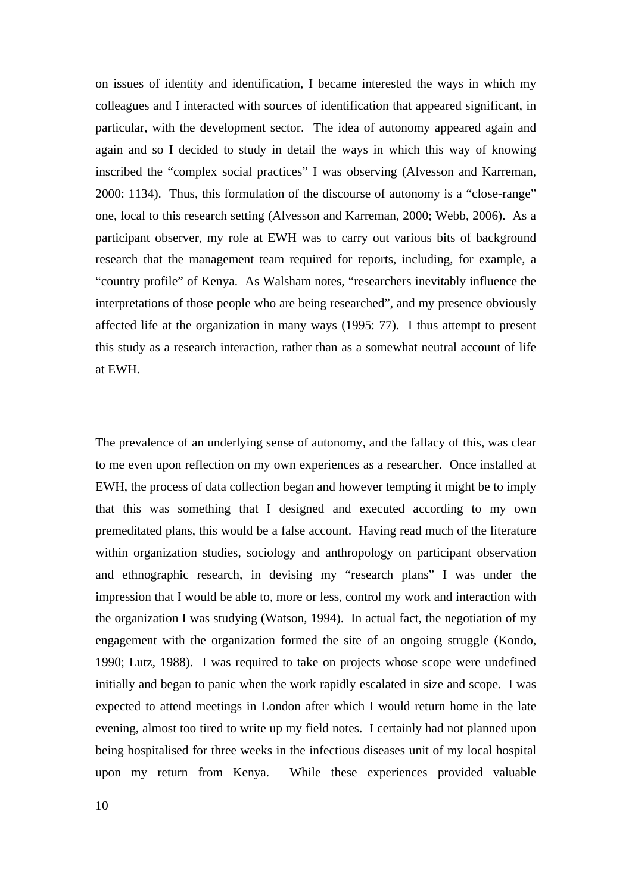on issues of identity and identification, I became interested the ways in which my colleagues and I interacted with sources of identification that appeared significant, in particular, with the development sector. The idea of autonomy appeared again and again and so I decided to study in detail the ways in which this way of knowing inscribed the "complex social practices" I was observing (Alvesson and Karreman, 2000: 1134). Thus, this formulation of the discourse of autonomy is a "close-range" one, local to this research setting (Alvesson and Karreman, 2000; Webb, 2006). As a participant observer, my role at EWH was to carry out various bits of background research that the management team required for reports, including, for example, a "country profile" of Kenya. As Walsham notes, "researchers inevitably influence the interpretations of those people who are being researched", and my presence obviously affected life at the organization in many ways (1995: 77). I thus attempt to present this study as a research interaction, rather than as a somewhat neutral account of life at EWH.

The prevalence of an underlying sense of autonomy, and the fallacy of this, was clear to me even upon reflection on my own experiences as a researcher. Once installed at EWH, the process of data collection began and however tempting it might be to imply that this was something that I designed and executed according to my own premeditated plans, this would be a false account. Having read much of the literature within organization studies, sociology and anthropology on participant observation and ethnographic research, in devising my "research plans" I was under the impression that I would be able to, more or less, control my work and interaction with the organization I was studying (Watson, 1994). In actual fact, the negotiation of my engagement with the organization formed the site of an ongoing struggle (Kondo, 1990; Lutz, 1988). I was required to take on projects whose scope were undefined initially and began to panic when the work rapidly escalated in size and scope. I was expected to attend meetings in London after which I would return home in the late evening, almost too tired to write up my field notes. I certainly had not planned upon being hospitalised for three weeks in the infectious diseases unit of my local hospital upon my return from Kenya. While these experiences provided valuable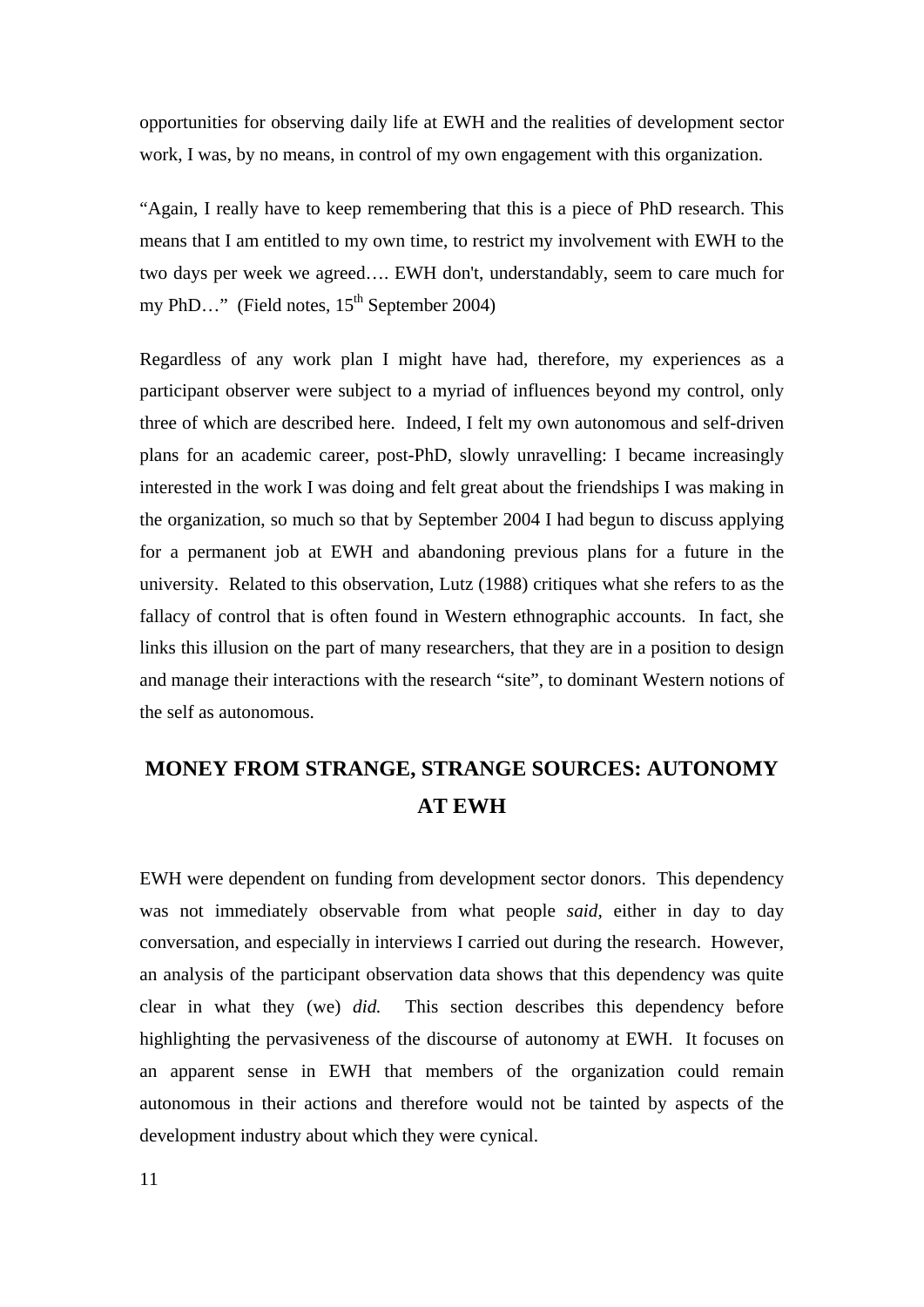opportunities for observing daily life at EWH and the realities of development sector work, I was, by no means, in control of my own engagement with this organization.

"Again, I really have to keep remembering that this is a piece of PhD research. This means that I am entitled to my own time, to restrict my involvement with EWH to the two days per week we agreed…. EWH don't, understandably, seem to care much for my PhD…" (Field notes, 15th September 2004)

Regardless of any work plan I might have had, therefore, my experiences as a participant observer were subject to a myriad of influences beyond my control, only three of which are described here. Indeed, I felt my own autonomous and self-driven plans for an academic career, post-PhD, slowly unravelling: I became increasingly interested in the work I was doing and felt great about the friendships I was making in the organization, so much so that by September 2004 I had begun to discuss applying for a permanent job at EWH and abandoning previous plans for a future in the university. Related to this observation, Lutz (1988) critiques what she refers to as the fallacy of control that is often found in Western ethnographic accounts. In fact, she links this illusion on the part of many researchers, that they are in a position to design and manage their interactions with the research "site", to dominant Western notions of the self as autonomous.

## MONEY FROM STRANGE, STRANGE SOURCES: AUTONOMY AT EWH

EWH were dependent on funding from development sector donors. This dependency was not immediately observable from what people *said*, either in day to day conversation, and especially in interviews I carried out during the research. However, an analysis of the participant observation data shows that this dependency was quite clear in what they (we) *did.* This section describes this dependency before highlighting the pervasiveness of the discourse of autonomy at EWH. It focuses on an apparent sense in EWH that members of the organization could remain autonomous in their actions and therefore would not be tainted by aspects of the development industry about which they were cynical.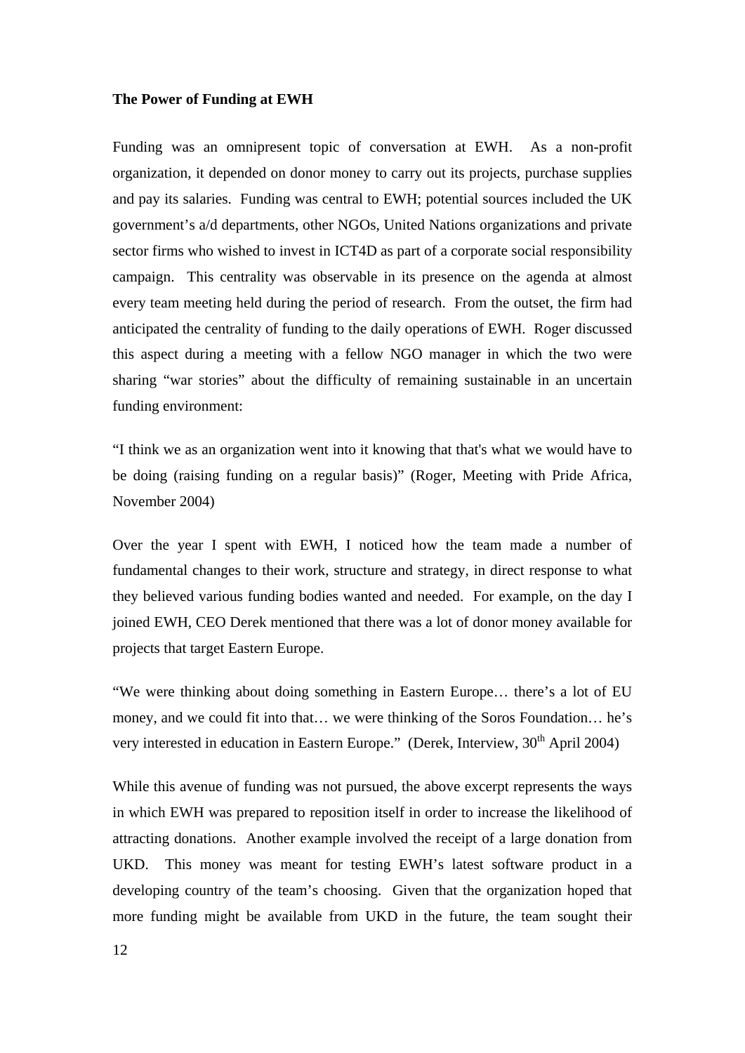**The Power of Funding at EWH**

Funding was an omnipresent topic of conversation at EWH. As a non-profit organization, it depended on donor money to carry out its projects, purchase supplies and pay its salaries. Funding was central to EWH; potential sources included the UK government's a/d departments, other NGOs, United Nations organizations and private sector firms who wished to invest in ICT4D as part of a corporate social responsibility campaign. This centrality was observable in its presence on the agenda at almost every team meeting held during the period of research. From the outset, the firm had anticipated the centrality of funding to the daily operations of EWH. Roger discussed this aspect during a meeting with a fellow NGO manager in which the two were sharing "war stories" about the difficulty of remaining sustainable in an uncertain funding environment:

"I think we as an organization went into it knowing that that's what we would have to be doing (raising funding on a regular basis)" (Roger, Meeting with Pride Africa, November 2004)

Over the year I spent with EWH, I noticed how the team made a number of fundamental changes to their work, structure and strategy, in direct response to what they believed various funding bodies wanted and needed. For example, on the day I joined EWH, CEO Derek mentioned that there was a lot of donor money available for projects that target Eastern Europe.

"We were thinking about doing something in Eastern Europe… there's a lot of EU money, and we could fit into that… we were thinking of the Soros Foundation… he's very interested in education in Eastern Europe." (Derek, Interview, 30th April 2004)

While this avenue of funding was not pursued, the above excerpt represents the ways in which EWH was prepared to reposition itself in order to increase the likelihood of attracting donations. Another example involved the receipt of a large donation from UKD. This money was meant for testing EWH's latest software product in a developing country of the team's choosing. Given that the organization hoped that more funding might be available from UKD in the future, the team sought their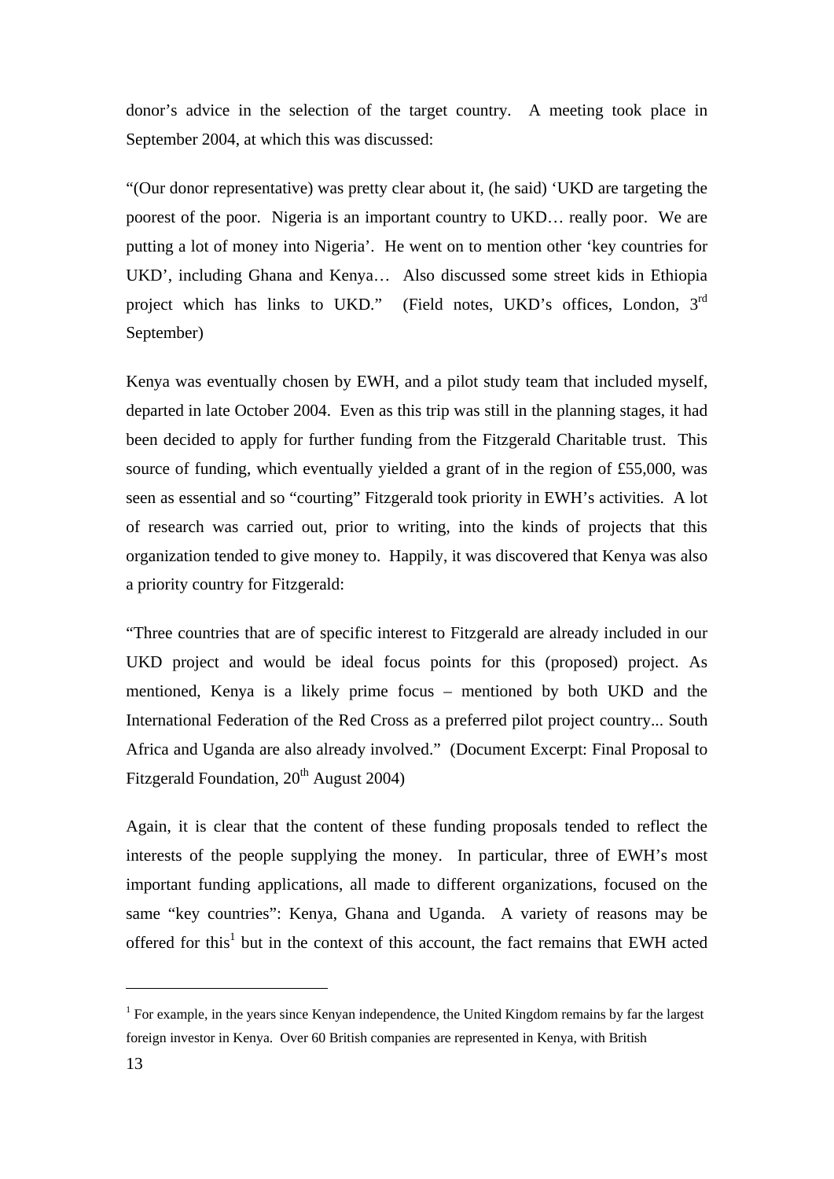donor's advice in the selection of the target country. A meeting took place in September 2004, at which this was discussed:

"(Our donor representative) was pretty clear about it, (he said) 'UKD are targeting the poorest of the poor. Nigeria is an important country to UKD… really poor. We are putting a lot of money into Nigeria'. He went on to mention other 'key countries for UKD', including Ghana and Kenya… Also discussed some street kids in Ethiopia project which has links to UKD." (Field notes, UKD's offices, London, 3rd September)

Kenya was eventually chosen by EWH, and a pilot study team that included myself, departed in late October 2004. Even as this trip was still in the planning stages, it had been decided to apply for further funding from the Fitzgerald Charitable trust. This source of funding, which eventually yielded a grant of in the region of £55,000, was seen as essential and so "courting" Fitzgerald took priority in EWH's activities. A lot of research was carried out, prior to writing, into the kinds of projects that this organization tended to give money to. Happily, it was discovered that Kenya was also a priority country for Fitzgerald:

"Three countries that are of specific interest to Fitzgerald are already included in our UKD project and would be ideal focus points for this (proposed) project. As mentioned, Kenya is a likely prime focus – mentioned by both UKD and the International Federation of the Red Cross as a preferred pilot project country... South Africa and Uganda are also already involved." (Document Excerpt: Final Proposal to Fitzgerald Foundation, 20th August 2004)

Again, it is clear that the content of these funding proposals tended to reflect the interests of the people supplying the money. In particular, three of EWH's most important funding applications, all made to different organizations, focused on the same "key countries": Kenya, Ghana and Uganda. A variety of reasons may be offered for this[1] but in the context of this account, the fact remains that EWH acted

---

[1] For example, in the years since Kenyan independence, the United Kingdom remains by far the largest foreign investor in Kenya. Over 60 British companies are represented in Kenya, with British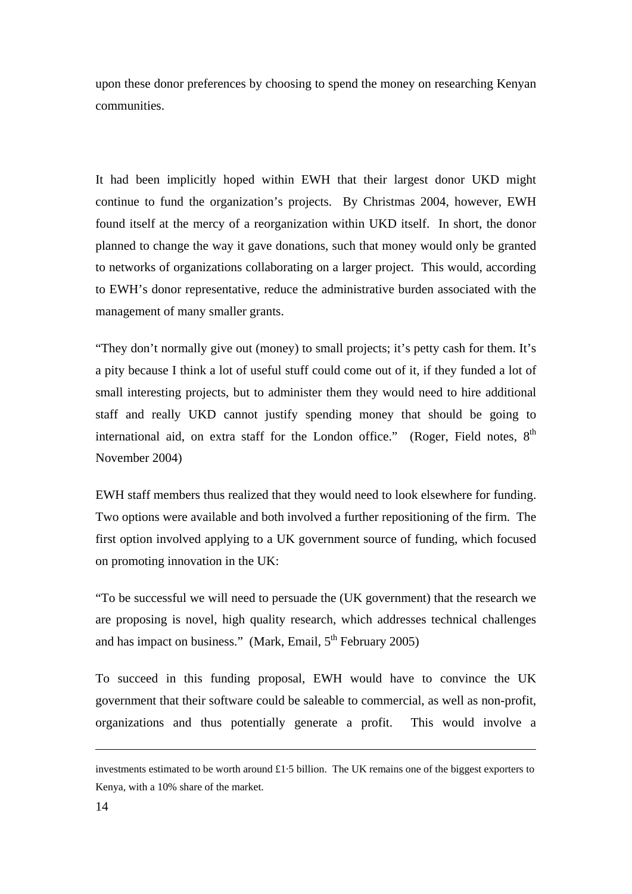upon these donor preferences by choosing to spend the money on researching Kenyan communities.

It had been implicitly hoped within EWH that their largest donor UKD might continue to fund the organization's projects. By Christmas 2004, however, EWH found itself at the mercy of a reorganization within UKD itself. In short, the donor planned to change the way it gave donations, such that money would only be granted to networks of organizations collaborating on a larger project. This would, according to EWH's donor representative, reduce the administrative burden associated with the management of many smaller grants.

"They don't normally give out (money) to small projects; it's petty cash for them. It's a pity because I think a lot of useful stuff could come out of it, if they funded a lot of small interesting projects, but to administer them they would need to hire additional staff and really UKD cannot justify spending money that should be going to international aid, on extra staff for the London office." (Roger, Field notes, 8th November 2004)

EWH staff members thus realized that they would need to look elsewhere for funding. Two options were available and both involved a further repositioning of the firm. The first option involved applying to a UK government source of funding, which focused on promoting innovation in the UK:

"To be successful we will need to persuade the (UK government) that the research we are proposing is novel, high quality research, which addresses technical challenges and has impact on business." (Mark, Email, 5th February 2005)

To succeed in this funding proposal, EWH would have to convince the UK government that their software could be saleable to commercial, as well as non-profit, organizations and thus potentially generate a profit. This would involve a

---

investments estimated to be worth around £1·5 billion. The UK remains one of the biggest exporters to Kenya, with a 10% share of the market.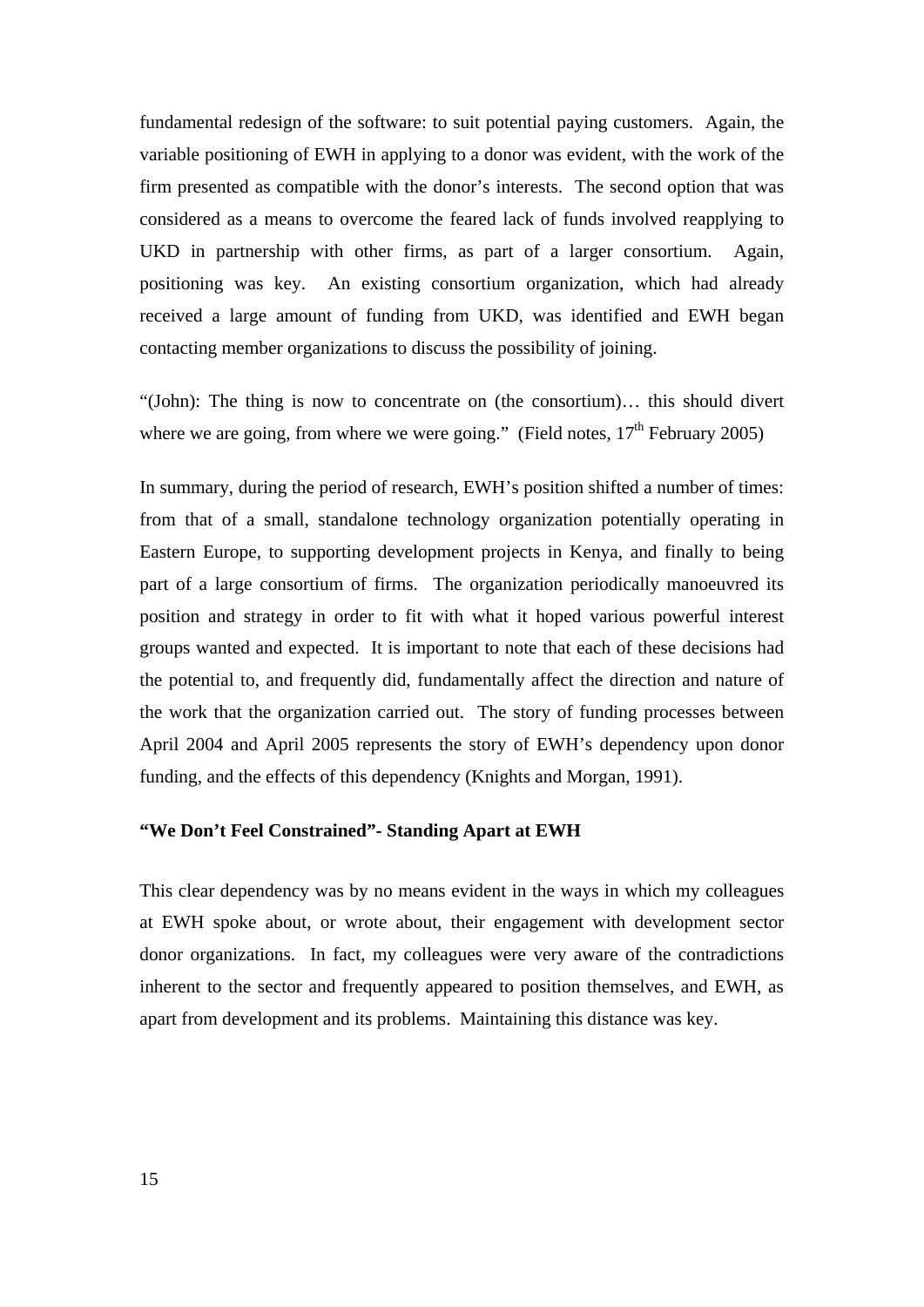fundamental redesign of the software: to suit potential paying customers. Again, the variable positioning of EWH in applying to a donor was evident, with the work of the firm presented as compatible with the donor's interests. The second option that was considered as a means to overcome the feared lack of funds involved reapplying to UKD in partnership with other firms, as part of a larger consortium. Again, positioning was key. An existing consortium organization, which had already received a large amount of funding from UKD, was identified and EWH began contacting member organizations to discuss the possibility of joining.

"(John): The thing is now to concentrate on (the consortium)… this should divert where we are going, from where we were going." (Field notes, 17th February 2005)

In summary, during the period of research, EWH's position shifted a number of times: from that of a small, standalone technology organization potentially operating in Eastern Europe, to supporting development projects in Kenya, and finally to being part of a large consortium of firms. The organization periodically manoeuvred its position and strategy in order to fit with what it hoped various powerful interest groups wanted and expected. It is important to note that each of these decisions had the potential to, and frequently did, fundamentally affect the direction and nature of the work that the organization carried out. The story of funding processes between April 2004 and April 2005 represents the story of EWH's dependency upon donor funding, and the effects of this dependency (Knights and Morgan, 1991).

### "We Don't Feel Constrained"- Standing Apart at EWH

This clear dependency was by no means evident in the ways in which my colleagues at EWH spoke about, or wrote about, their engagement with development sector donor organizations. In fact, my colleagues were very aware of the contradictions inherent to the sector and frequently appeared to position themselves, and EWH, as apart from development and its problems. Maintaining this distance was key.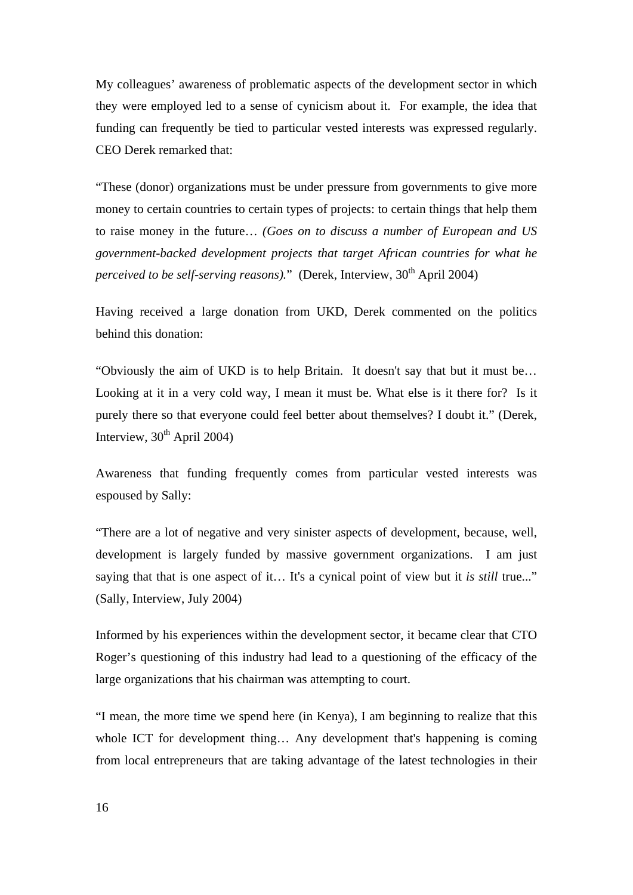My colleagues' awareness of problematic aspects of the development sector in which they were employed led to a sense of cynicism about it. For example, the idea that funding can frequently be tied to particular vested interests was expressed regularly. CEO Derek remarked that:

"These (donor) organizations must be under pressure from governments to give more money to certain countries to certain types of projects: to certain things that help them to raise money in the future… *(Goes on to discuss a number of European and US government-backed development projects that target African countries for what he perceived to be self-serving reasons).*" (Derek, Interview, 30th April 2004)

Having received a large donation from UKD, Derek commented on the politics behind this donation:

"Obviously the aim of UKD is to help Britain. It doesn't say that but it must be… Looking at it in a very cold way, I mean it must be. What else is it there for? Is it purely there so that everyone could feel better about themselves? I doubt it." (Derek, Interview, 30th April 2004)

Awareness that funding frequently comes from particular vested interests was espoused by Sally:

"There are a lot of negative and very sinister aspects of development, because, well, development is largely funded by massive government organizations. I am just saying that that is one aspect of it… It's a cynical point of view but it *is still* true..." (Sally, Interview, July 2004)

Informed by his experiences within the development sector, it became clear that CTO Roger's questioning of this industry had lead to a questioning of the efficacy of the large organizations that his chairman was attempting to court.

"I mean, the more time we spend here (in Kenya), I am beginning to realize that this whole ICT for development thing… Any development that's happening is coming from local entrepreneurs that are taking advantage of the latest technologies in their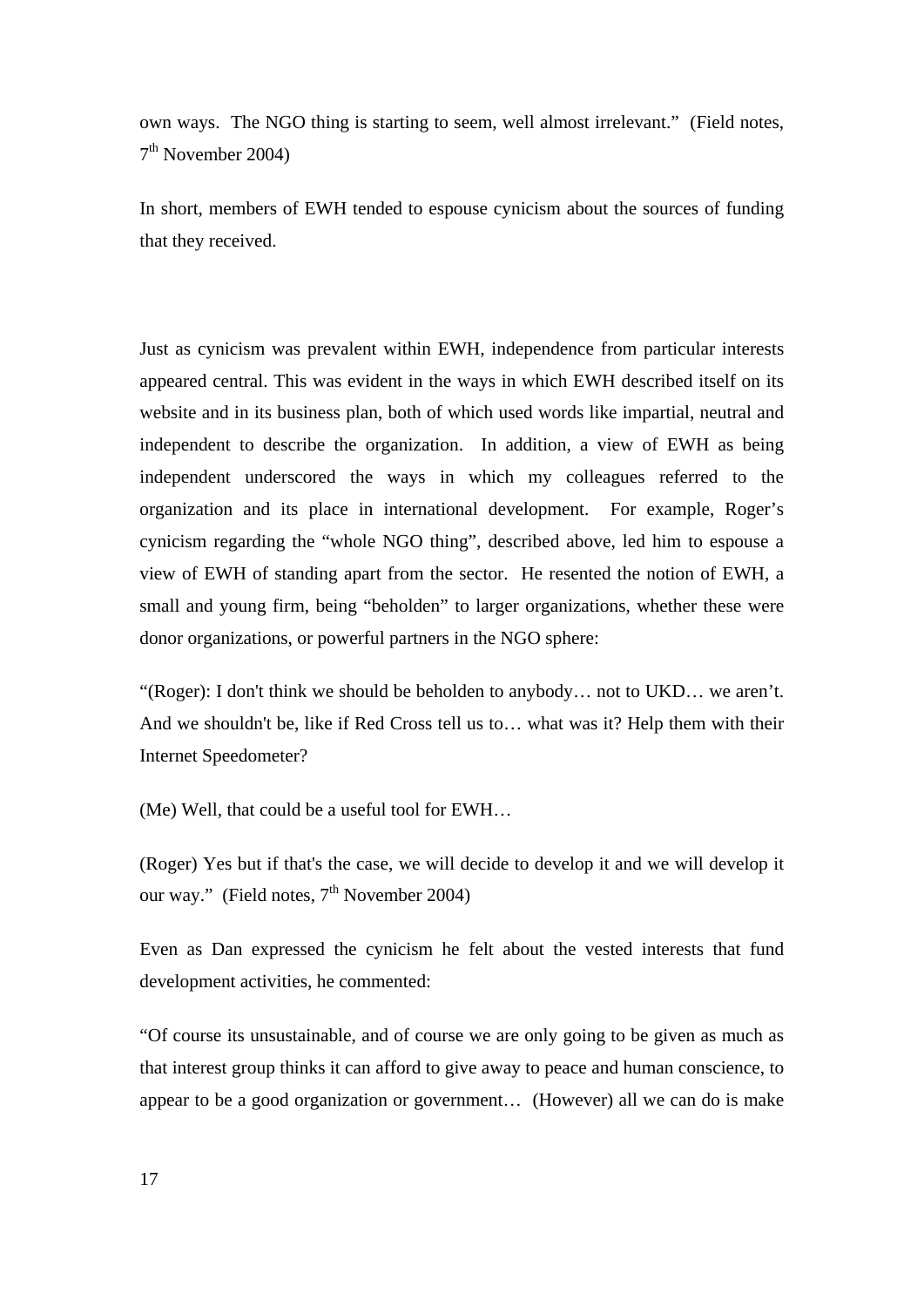own ways. The NGO thing is starting to seem, well almost irrelevant." (Field notes, 7th November 2004)

In short, members of EWH tended to espouse cynicism about the sources of funding that they received.

Just as cynicism was prevalent within EWH, independence from particular interests appeared central. This was evident in the ways in which EWH described itself on its website and in its business plan, both of which used words like impartial, neutral and independent to describe the organization. In addition, a view of EWH as being independent underscored the ways in which my colleagues referred to the organization and its place in international development. For example, Roger's cynicism regarding the "whole NGO thing", described above, led him to espouse a view of EWH of standing apart from the sector. He resented the notion of EWH, a small and young firm, being "beholden" to larger organizations, whether these were donor organizations, or powerful partners in the NGO sphere:

"(Roger): I don't think we should be beholden to anybody… not to UKD… we aren't. And we shouldn't be, like if Red Cross tell us to… what was it? Help them with their Internet Speedometer?

(Me) Well, that could be a useful tool for EWH…

(Roger) Yes but if that's the case, we will decide to develop it and we will develop it our way." (Field notes, 7th November 2004)

Even as Dan expressed the cynicism he felt about the vested interests that fund development activities, he commented:

"Of course its unsustainable, and of course we are only going to be given as much as that interest group thinks it can afford to give away to peace and human conscience, to appear to be a good organization or government… (However) all we can do is make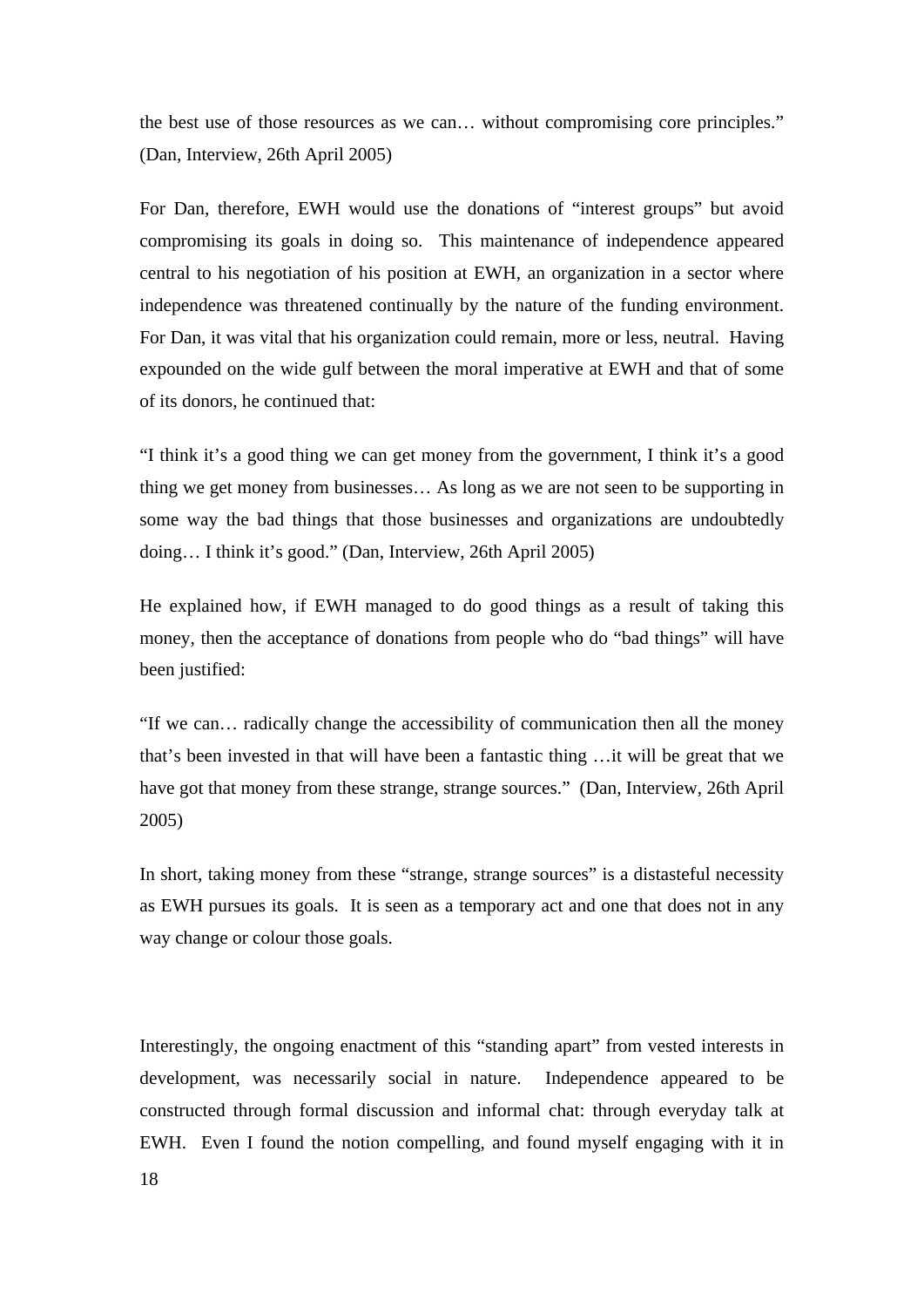the best use of those resources as we can… without compromising core principles." (Dan, Interview, 26th April 2005)

For Dan, therefore, EWH would use the donations of "interest groups" but avoid compromising its goals in doing so. This maintenance of independence appeared central to his negotiation of his position at EWH, an organization in a sector where independence was threatened continually by the nature of the funding environment. For Dan, it was vital that his organization could remain, more or less, neutral. Having expounded on the wide gulf between the moral imperative at EWH and that of some of its donors, he continued that:

"I think it's a good thing we can get money from the government, I think it's a good thing we get money from businesses… As long as we are not seen to be supporting in some way the bad things that those businesses and organizations are undoubtedly doing… I think it's good." (Dan, Interview, 26th April 2005)

He explained how, if EWH managed to do good things as a result of taking this money, then the acceptance of donations from people who do "bad things" will have been justified:

"If we can… radically change the accessibility of communication then all the money that's been invested in that will have been a fantastic thing …it will be great that we have got that money from these strange, strange sources." (Dan, Interview, 26th April 2005)

In short, taking money from these "strange, strange sources" is a distasteful necessity as EWH pursues its goals. It is seen as a temporary act and one that does not in any way change or colour those goals.

Interestingly, the ongoing enactment of this "standing apart" from vested interests in development, was necessarily social in nature. Independence appeared to be constructed through formal discussion and informal chat: through everyday talk at EWH. Even I found the notion compelling, and found myself engaging with it in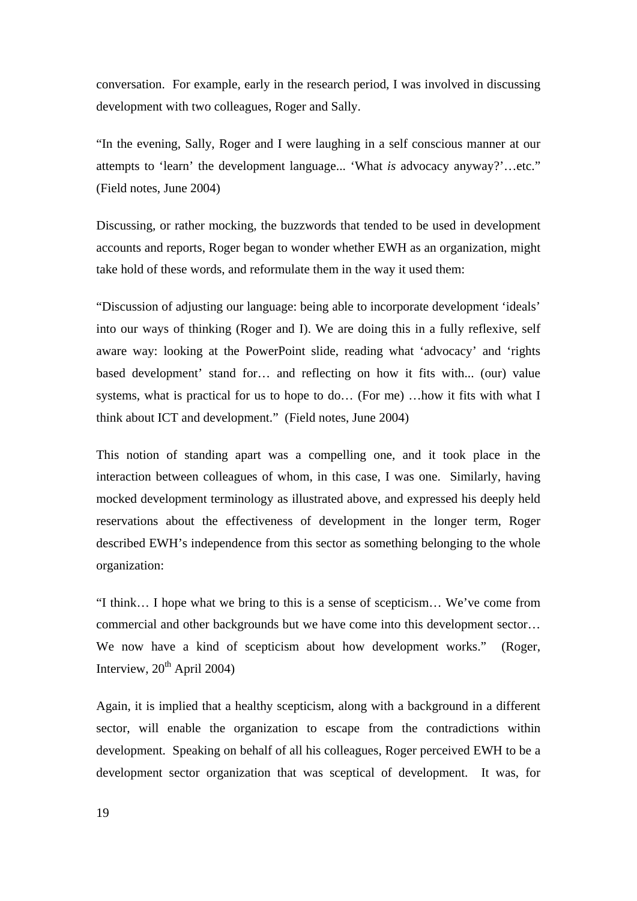conversation. For example, early in the research period, I was involved in discussing development with two colleagues, Roger and Sally.

"In the evening, Sally, Roger and I were laughing in a self conscious manner at our attempts to 'learn' the development language... 'What *is* advocacy anyway?'…etc." (Field notes, June 2004)

Discussing, or rather mocking, the buzzwords that tended to be used in development accounts and reports, Roger began to wonder whether EWH as an organization, might take hold of these words, and reformulate them in the way it used them:

"Discussion of adjusting our language: being able to incorporate development 'ideals' into our ways of thinking (Roger and I). We are doing this in a fully reflexive, self aware way: looking at the PowerPoint slide, reading what 'advocacy' and 'rights based development' stand for… and reflecting on how it fits with... (our) value systems, what is practical for us to hope to do… (For me) …how it fits with what I think about ICT and development." (Field notes, June 2004)

This notion of standing apart was a compelling one, and it took place in the interaction between colleagues of whom, in this case, I was one. Similarly, having mocked development terminology as illustrated above, and expressed his deeply held reservations about the effectiveness of development in the longer term, Roger described EWH's independence from this sector as something belonging to the whole organization:

"I think… I hope what we bring to this is a sense of scepticism… We've come from commercial and other backgrounds but we have come into this development sector… We now have a kind of scepticism about how development works." (Roger, Interview, 20th April 2004)

Again, it is implied that a healthy scepticism, along with a background in a different sector, will enable the organization to escape from the contradictions within development. Speaking on behalf of all his colleagues, Roger perceived EWH to be a development sector organization that was sceptical of development. It was, for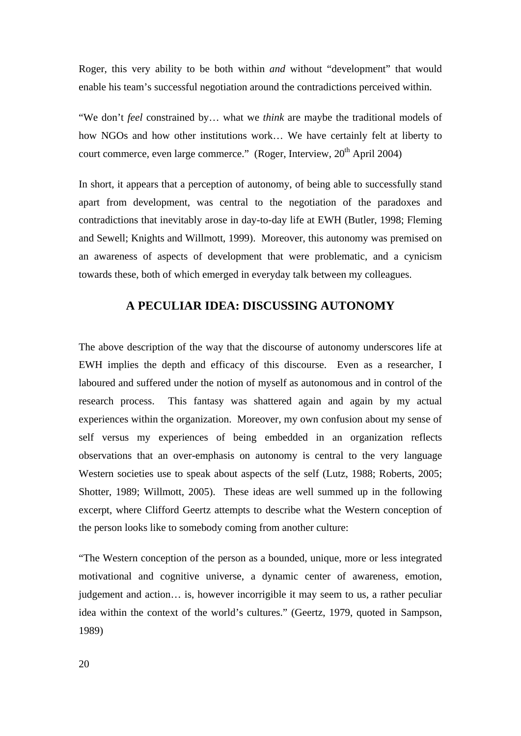Roger, this very ability to be both within *and* without "development" that would enable his team's successful negotiation around the contradictions perceived within.

"We don't *feel* constrained by… what we *think* are maybe the traditional models of how NGOs and how other institutions work… We have certainly felt at liberty to court commerce, even large commerce." (Roger, Interview, 20th April 2004)

In short, it appears that a perception of autonomy, of being able to successfully stand apart from development, was central to the negotiation of the paradoxes and contradictions that inevitably arose in day-to-day life at EWH (Butler, 1998; Fleming and Sewell; Knights and Willmott, 1999). Moreover, this autonomy was premised on an awareness of aspects of development that were problematic, and a cynicism towards these, both of which emerged in everyday talk between my colleagues.

## A PECULIAR IDEA: DISCUSSING AUTONOMY

The above description of the way that the discourse of autonomy underscores life at EWH implies the depth and efficacy of this discourse. Even as a researcher, I laboured and suffered under the notion of myself as autonomous and in control of the research process. This fantasy was shattered again and again by my actual experiences within the organization. Moreover, my own confusion about my sense of self versus my experiences of being embedded in an organization reflects observations that an over-emphasis on autonomy is central to the very language Western societies use to speak about aspects of the self (Lutz, 1988; Roberts, 2005; Shotter, 1989; Willmott, 2005). These ideas are well summed up in the following excerpt, where Clifford Geertz attempts to describe what the Western conception of the person looks like to somebody coming from another culture:

"The Western conception of the person as a bounded, unique, more or less integrated motivational and cognitive universe, a dynamic center of awareness, emotion, judgement and action… is, however incorrigible it may seem to us, a rather peculiar idea within the context of the world's cultures." (Geertz, 1979, quoted in Sampson, 1989)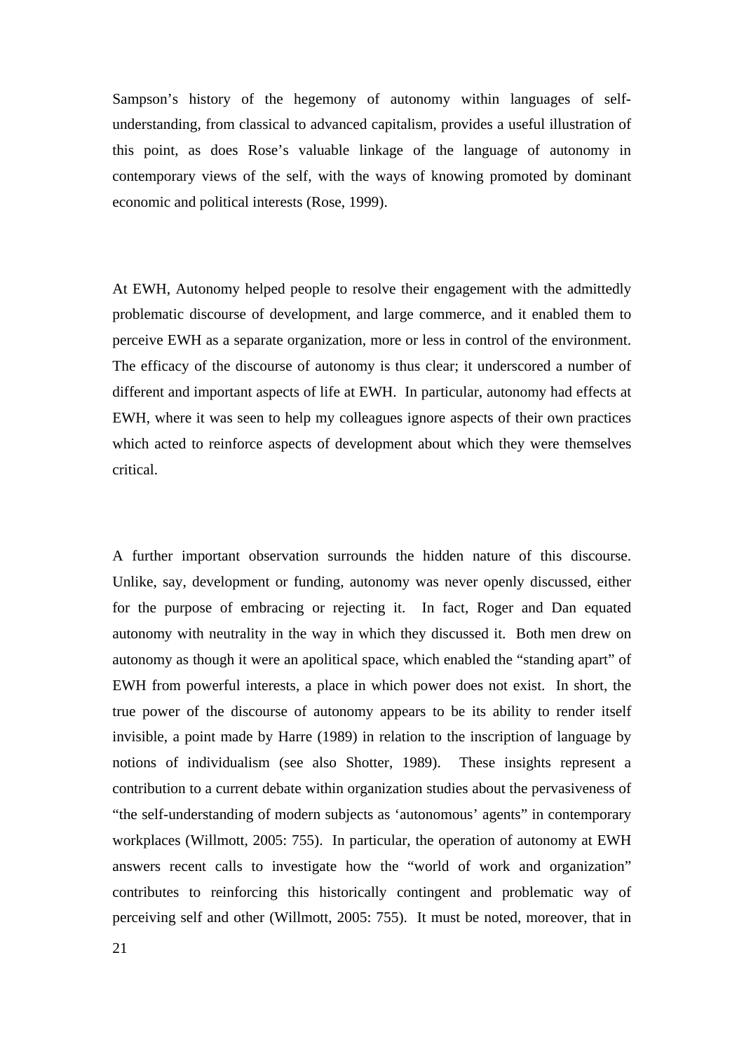Sampson's history of the hegemony of autonomy within languages of self-understanding, from classical to advanced capitalism, provides a useful illustration of this point, as does Rose's valuable linkage of the language of autonomy in contemporary views of the self, with the ways of knowing promoted by dominant economic and political interests (Rose, 1999).

At EWH, Autonomy helped people to resolve their engagement with the admittedly problematic discourse of development, and large commerce, and it enabled them to perceive EWH as a separate organization, more or less in control of the environment. The efficacy of the discourse of autonomy is thus clear; it underscored a number of different and important aspects of life at EWH. In particular, autonomy had effects at EWH, where it was seen to help my colleagues ignore aspects of their own practices which acted to reinforce aspects of development about which they were themselves critical.

A further important observation surrounds the hidden nature of this discourse. Unlike, say, development or funding, autonomy was never openly discussed, either for the purpose of embracing or rejecting it. In fact, Roger and Dan equated autonomy with neutrality in the way in which they discussed it. Both men drew on autonomy as though it were an apolitical space, which enabled the "standing apart" of EWH from powerful interests, a place in which power does not exist. In short, the true power of the discourse of autonomy appears to be its ability to render itself invisible, a point made by Harre (1989) in relation to the inscription of language by notions of individualism (see also Shotter, 1989). These insights represent a contribution to a current debate within organization studies about the pervasiveness of "the self-understanding of modern subjects as 'autonomous' agents" in contemporary workplaces (Willmott, 2005: 755). In particular, the operation of autonomy at EWH answers recent calls to investigate how the "world of work and organization" contributes to reinforcing this historically contingent and problematic way of perceiving self and other (Willmott, 2005: 755). It must be noted, moreover, that in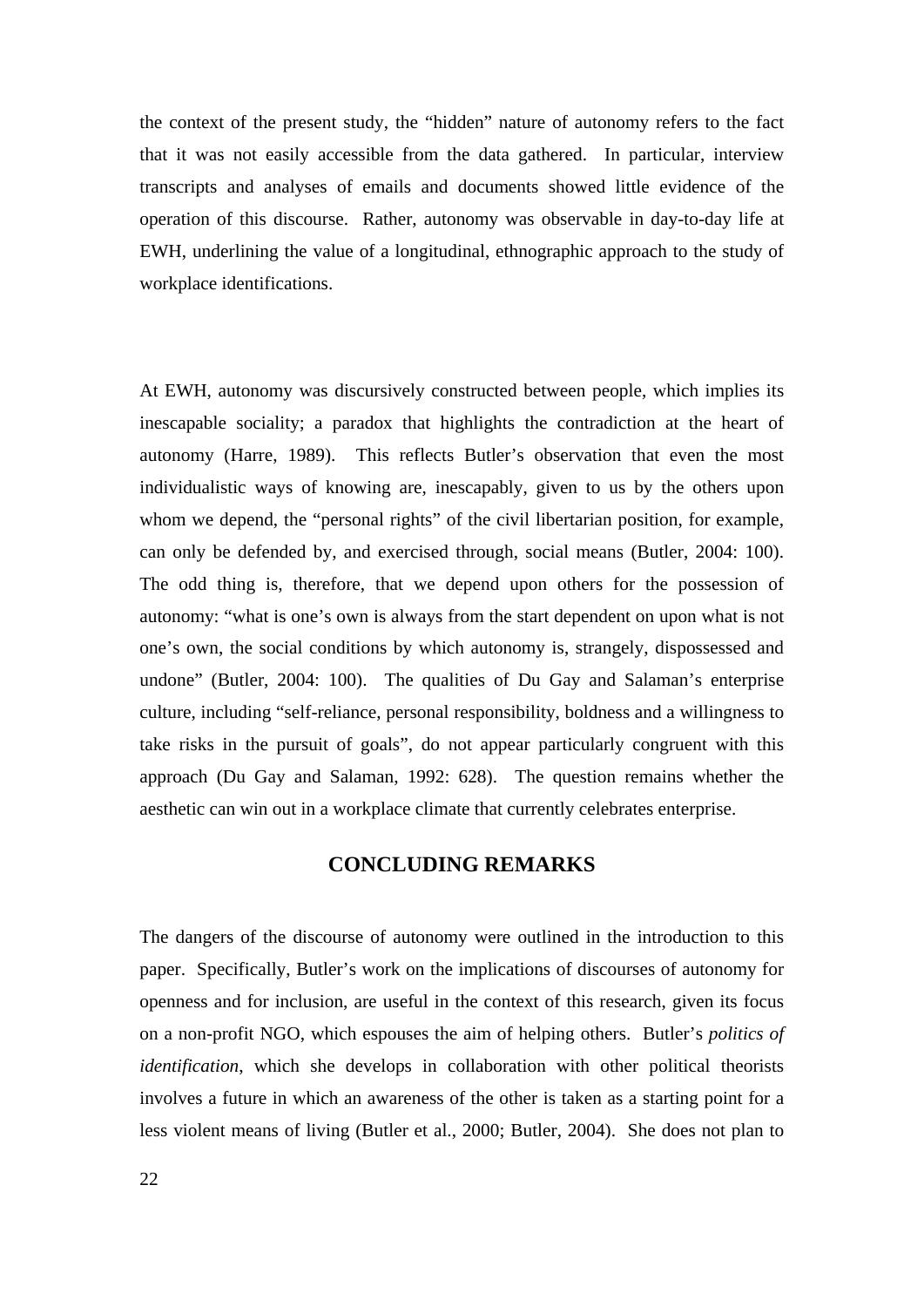the context of the present study, the "hidden" nature of autonomy refers to the fact that it was not easily accessible from the data gathered. In particular, interview transcripts and analyses of emails and documents showed little evidence of the operation of this discourse. Rather, autonomy was observable in day-to-day life at EWH, underlining the value of a longitudinal, ethnographic approach to the study of workplace identifications.

At EWH, autonomy was discursively constructed between people, which implies its inescapable sociality; a paradox that highlights the contradiction at the heart of autonomy (Harre, 1989). This reflects Butler's observation that even the most individualistic ways of knowing are, inescapably, given to us by the others upon whom we depend, the "personal rights" of the civil libertarian position, for example, can only be defended by, and exercised through, social means (Butler, 2004: 100). The odd thing is, therefore, that we depend upon others for the possession of autonomy: "what is one's own is always from the start dependent on upon what is not one's own, the social conditions by which autonomy is, strangely, dispossessed and undone" (Butler, 2004: 100). The qualities of Du Gay and Salaman's enterprise culture, including "self-reliance, personal responsibility, boldness and a willingness to take risks in the pursuit of goals", do not appear particularly congruent with this approach (Du Gay and Salaman, 1992: 628). The question remains whether the aesthetic can win out in a workplace climate that currently celebrates enterprise.

## CONCLUDING REMARKS

The dangers of the discourse of autonomy were outlined in the introduction to this paper. Specifically, Butler's work on the implications of discourses of autonomy for openness and for inclusion, are useful in the context of this research, given its focus on a non-profit NGO, which espouses the aim of helping others. Butler's *politics of identification*, which she develops in collaboration with other political theorists involves a future in which an awareness of the other is taken as a starting point for a less violent means of living (Butler et al., 2000; Butler, 2004). She does not plan to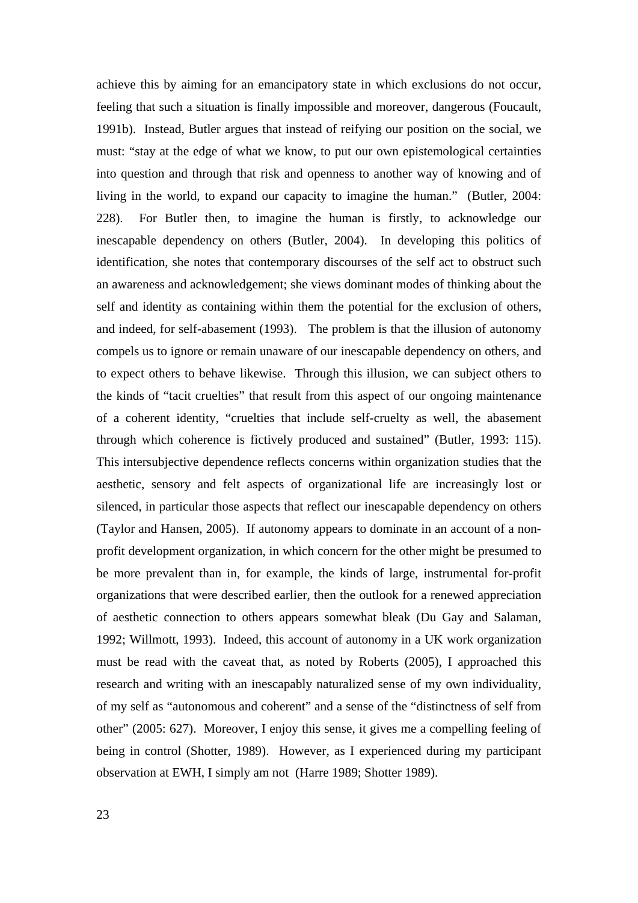achieve this by aiming for an emancipatory state in which exclusions do not occur, feeling that such a situation is finally impossible and moreover, dangerous (Foucault, 1991b). Instead, Butler argues that instead of reifying our position on the social, we must: "stay at the edge of what we know, to put our own epistemological certainties into question and through that risk and openness to another way of knowing and of living in the world, to expand our capacity to imagine the human." (Butler, 2004: 228). For Butler then, to imagine the human is firstly, to acknowledge our inescapable dependency on others (Butler, 2004). In developing this politics of identification, she notes that contemporary discourses of the self act to obstruct such an awareness and acknowledgement; she views dominant modes of thinking about the self and identity as containing within them the potential for the exclusion of others, and indeed, for self-abasement (1993). The problem is that the illusion of autonomy compels us to ignore or remain unaware of our inescapable dependency on others, and to expect others to behave likewise. Through this illusion, we can subject others to the kinds of "tacit cruelties" that result from this aspect of our ongoing maintenance of a coherent identity, "cruelties that include self-cruelty as well, the abasement through which coherence is fictively produced and sustained" (Butler, 1993: 115). This intersubjective dependence reflects concerns within organization studies that the aesthetic, sensory and felt aspects of organizational life are increasingly lost or silenced, in particular those aspects that reflect our inescapable dependency on others (Taylor and Hansen, 2005). If autonomy appears to dominate in an account of a non-profit development organization, in which concern for the other might be presumed to be more prevalent than in, for example, the kinds of large, instrumental for-profit organizations that were described earlier, then the outlook for a renewed appreciation of aesthetic connection to others appears somewhat bleak (Du Gay and Salaman, 1992; Willmott, 1993). Indeed, this account of autonomy in a UK work organization must be read with the caveat that, as noted by Roberts (2005), I approached this research and writing with an inescapably naturalized sense of my own individuality, of my self as "autonomous and coherent" and a sense of the "distinctness of self from other" (2005: 627). Moreover, I enjoy this sense, it gives me a compelling feeling of being in control (Shotter, 1989). However, as I experienced during my participant observation at EWH, I simply am not (Harre 1989; Shotter 1989).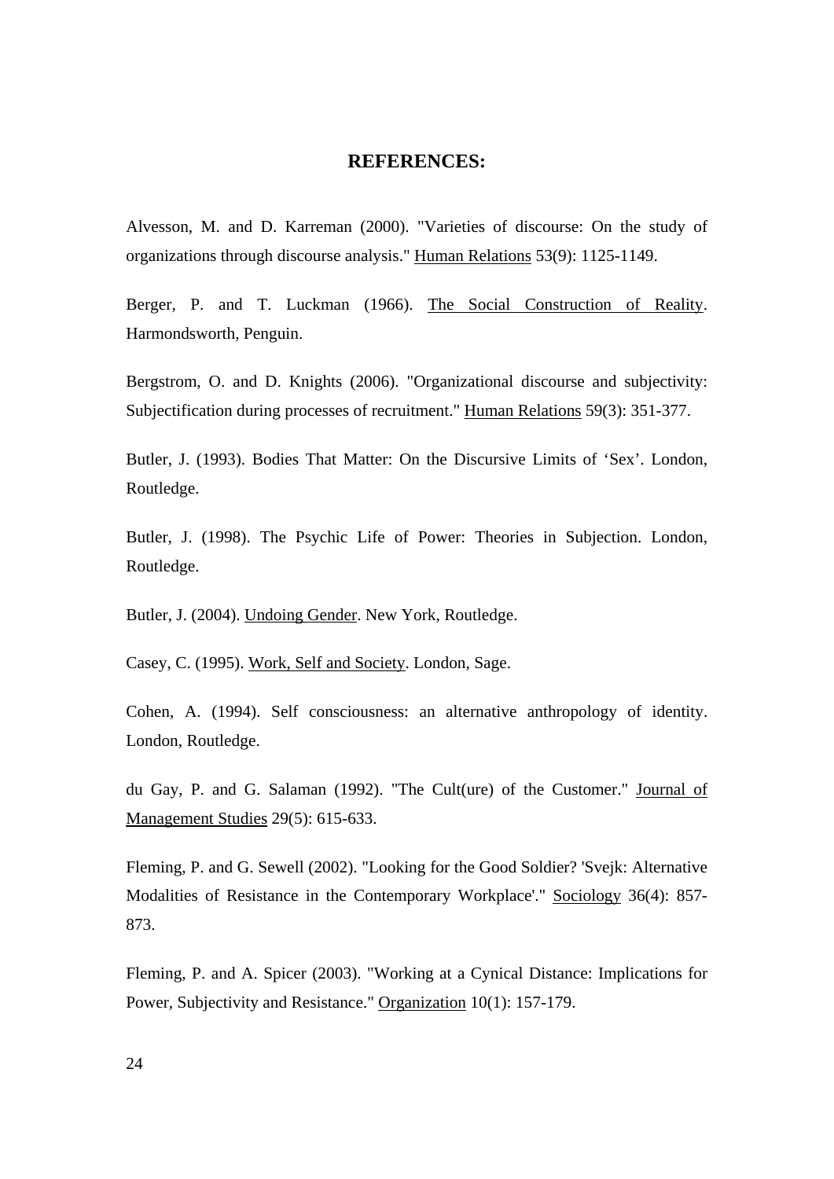## REFERENCES:

Alvesson, M. and D. Karreman (2000). "Varieties of discourse: On the study of organizations through discourse analysis." Human Relations 53(9): 1125-1149.

Berger, P. and T. Luckman (1966). The Social Construction of Reality. Harmondsworth, Penguin.

Bergstrom, O. and D. Knights (2006). "Organizational discourse and subjectivity: Subjectification during processes of recruitment." Human Relations 59(3): 351-377.

Butler, J. (1993). Bodies That Matter: On the Discursive Limits of 'Sex'. London, Routledge.

Butler, J. (1998). The Psychic Life of Power: Theories in Subjection. London, Routledge.

Butler, J. (2004). Undoing Gender. New York, Routledge.

Casey, C. (1995). Work, Self and Society. London, Sage.

Cohen, A. (1994). Self consciousness: an alternative anthropology of identity. London, Routledge.

du Gay, P. and G. Salaman (1992). "The Cult(ure) of the Customer." Journal of Management Studies 29(5): 615-633.

Fleming, P. and G. Sewell (2002). "Looking for the Good Soldier? 'Svejk: Alternative Modalities of Resistance in the Contemporary Workplace'." Sociology 36(4): 857-873.

Fleming, P. and A. Spicer (2003). "Working at a Cynical Distance: Implications for Power, Subjectivity and Resistance." Organization 10(1): 157-179.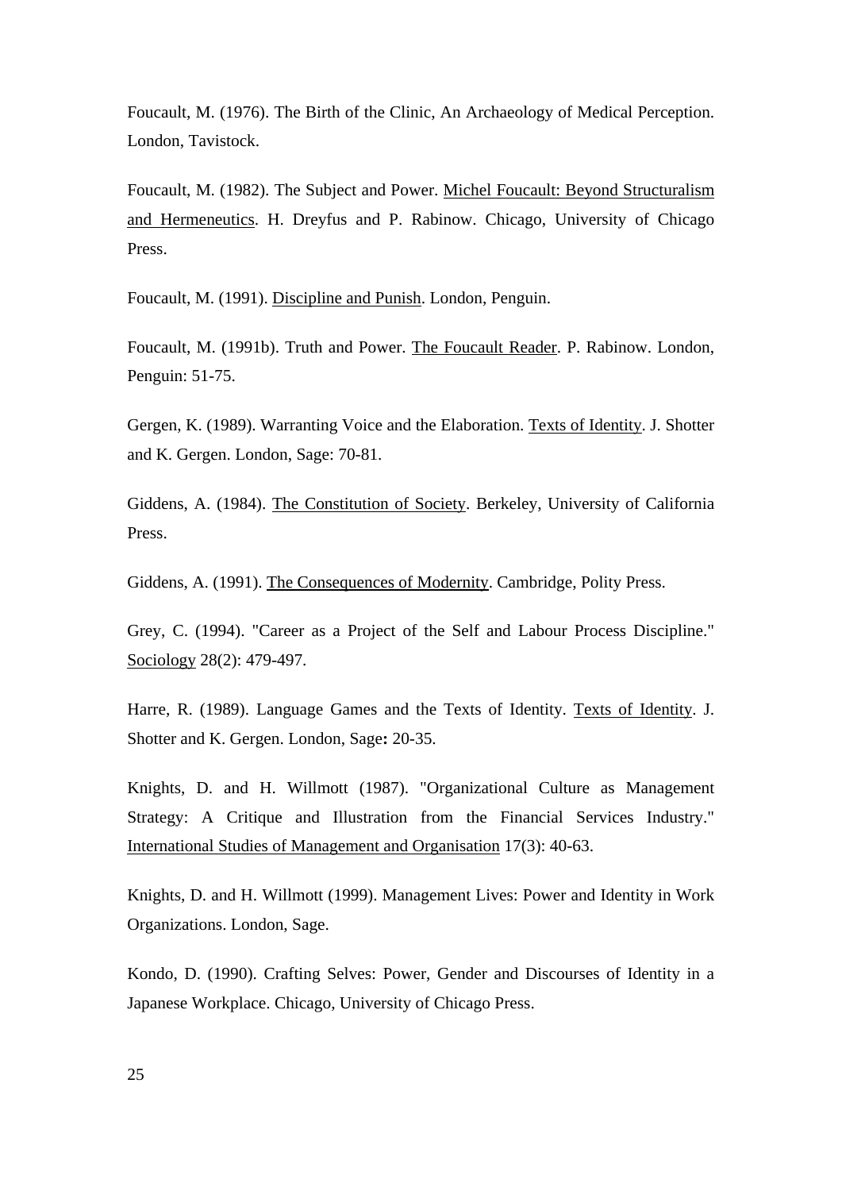Foucault, M. (1976). The Birth of the Clinic, An Archaeology of Medical Perception. London, Tavistock.

Foucault, M. (1982). The Subject and Power. Michel Foucault: Beyond Structuralism and Hermeneutics. H. Dreyfus and P. Rabinow. Chicago, University of Chicago Press.

Foucault, M. (1991). Discipline and Punish. London, Penguin.

Foucault, M. (1991b). Truth and Power. The Foucault Reader. P. Rabinow. London, Penguin: 51-75.

Gergen, K. (1989). Warranting Voice and the Elaboration. Texts of Identity. J. Shotter and K. Gergen. London, Sage: 70-81.

Giddens, A. (1984). The Constitution of Society. Berkeley, University of California Press.

Giddens, A. (1991). The Consequences of Modernity. Cambridge, Polity Press.

Grey, C. (1994). "Career as a Project of the Self and Labour Process Discipline." Sociology 28(2): 479-497.

Harre, R. (1989). Language Games and the Texts of Identity. Texts of Identity. J. Shotter and K. Gergen. London, Sage: 20-35.

Knights, D. and H. Willmott (1987). "Organizational Culture as Management Strategy: A Critique and Illustration from the Financial Services Industry." International Studies of Management and Organisation 17(3): 40-63.

Knights, D. and H. Willmott (1999). Management Lives: Power and Identity in Work Organizations. London, Sage.

Kondo, D. (1990). Crafting Selves: Power, Gender and Discourses of Identity in a Japanese Workplace. Chicago, University of Chicago Press.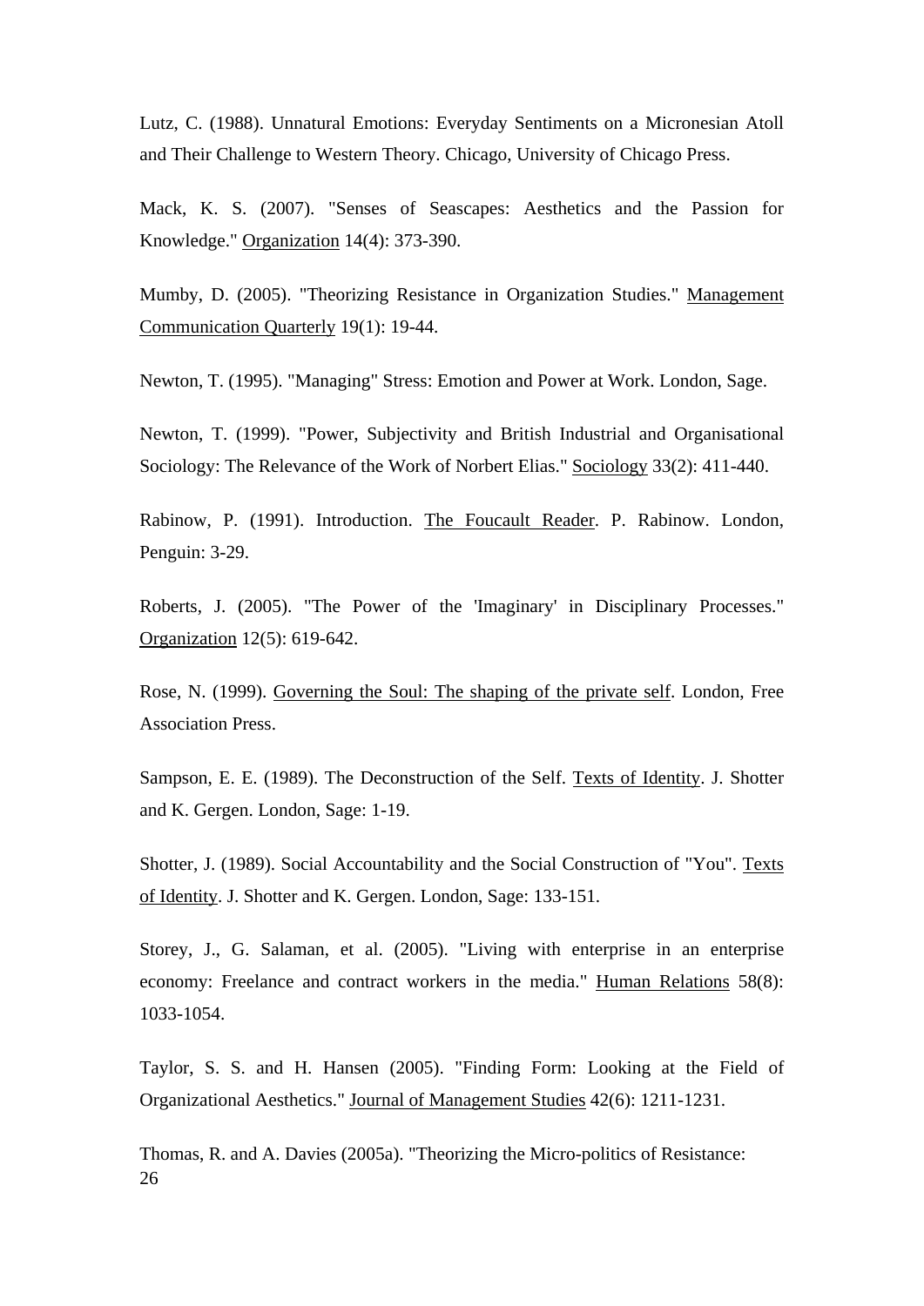Lutz, C. (1988). Unnatural Emotions: Everyday Sentiments on a Micronesian Atoll and Their Challenge to Western Theory. Chicago, University of Chicago Press.

Mack, K. S. (2007). "Senses of Seascapes: Aesthetics and the Passion for Knowledge." Organization 14(4): 373-390.

Mumby, D. (2005). "Theorizing Resistance in Organization Studies." Management Communication Quarterly 19(1): 19-44.

Newton, T. (1995). "Managing" Stress: Emotion and Power at Work. London, Sage.

Newton, T. (1999). "Power, Subjectivity and British Industrial and Organisational Sociology: The Relevance of the Work of Norbert Elias." Sociology 33(2): 411-440.

Rabinow, P. (1991). Introduction. The Foucault Reader. P. Rabinow. London, Penguin: 3-29.

Roberts, J. (2005). "The Power of the 'Imaginary' in Disciplinary Processes." Organization 12(5): 619-642.

Rose, N. (1999). Governing the Soul: The shaping of the private self. London, Free Association Press.

Sampson, E. E. (1989). The Deconstruction of the Self. Texts of Identity. J. Shotter and K. Gergen. London, Sage: 1-19.

Shotter, J. (1989). Social Accountability and the Social Construction of "You". Texts of Identity. J. Shotter and K. Gergen. London, Sage: 133-151.

Storey, J., G. Salaman, et al. (2005). "Living with enterprise in an enterprise economy: Freelance and contract workers in the media." Human Relations 58(8): 1033-1054.

Taylor, S. S. and H. Hansen (2005). "Finding Form: Looking at the Field of Organizational Aesthetics." Journal of Management Studies 42(6): 1211-1231.

Thomas, R. and A. Davies (2005a). "Theorizing the Micro-politics of Resistance: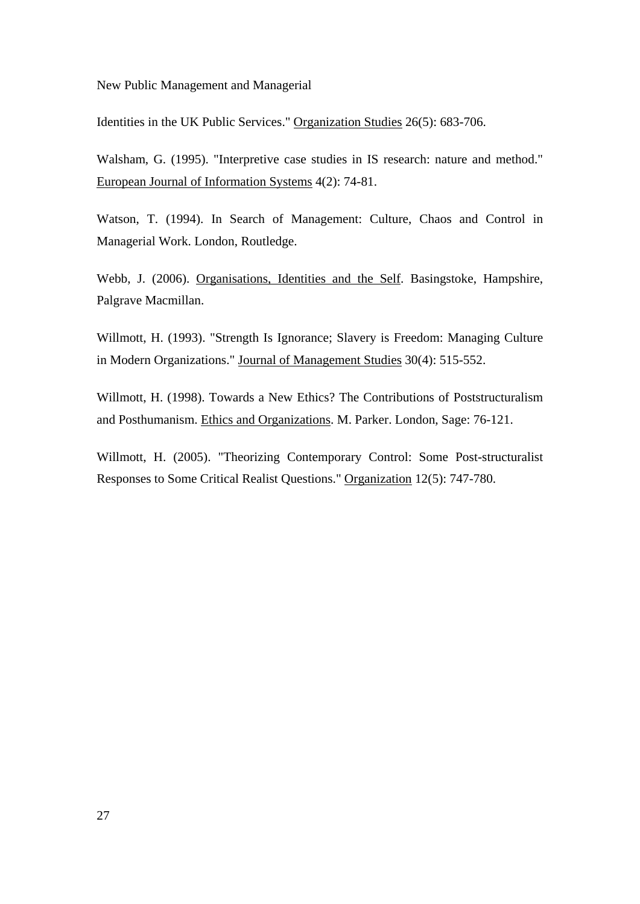New Public Management and Managerial

Identities in the UK Public Services." Organization Studies 26(5): 683-706.

Walsham, G. (1995). "Interpretive case studies in IS research: nature and method." European Journal of Information Systems 4(2): 74-81.

Watson, T. (1994). In Search of Management: Culture, Chaos and Control in Managerial Work. London, Routledge.

Webb, J. (2006). Organisations, Identities and the Self. Basingstoke, Hampshire, Palgrave Macmillan.

Willmott, H. (1993). "Strength Is Ignorance; Slavery is Freedom: Managing Culture in Modern Organizations." Journal of Management Studies 30(4): 515-552.

Willmott, H. (1998). Towards a New Ethics? The Contributions of Poststructuralism and Posthumanism. Ethics and Organizations. M. Parker. London, Sage: 76-121.

Willmott, H. (2005). "Theorizing Contemporary Control: Some Post-structuralist Responses to Some Critical Realist Questions." Organization 12(5): 747-780.